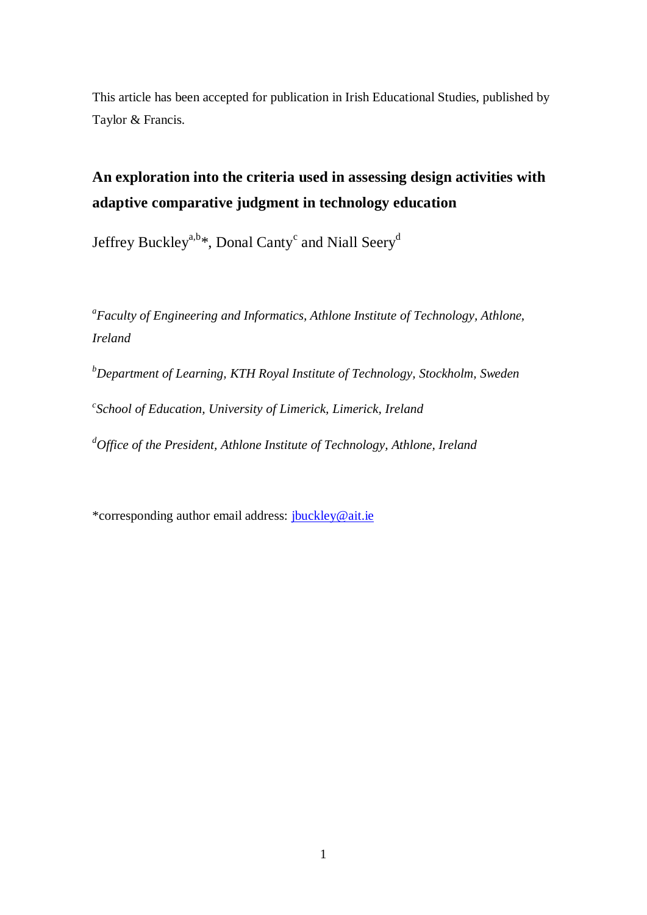This article has been accepted for publication in Irish Educational Studies, published by Taylor & Francis.

# An exploration into the criteria used in assessing design activities with adaptive comparative judgment in technology education

Jeffrey Buckley[a,b]*, Donal Canty[c] and Niall Seery[d]

[a]*Faculty of Engineering and Informatics, Athlone Institute of Technology, Athlone, Ireland*

[b]*Department of Learning, KTH Royal Institute of Technology, Stockholm, Sweden*

[c]*School of Education, University of Limerick, Limerick, Ireland*

[d]*Office of the President, Athlone Institute of Technology, Athlone, Ireland*

*corresponding author email address: jbuckley@ait.ie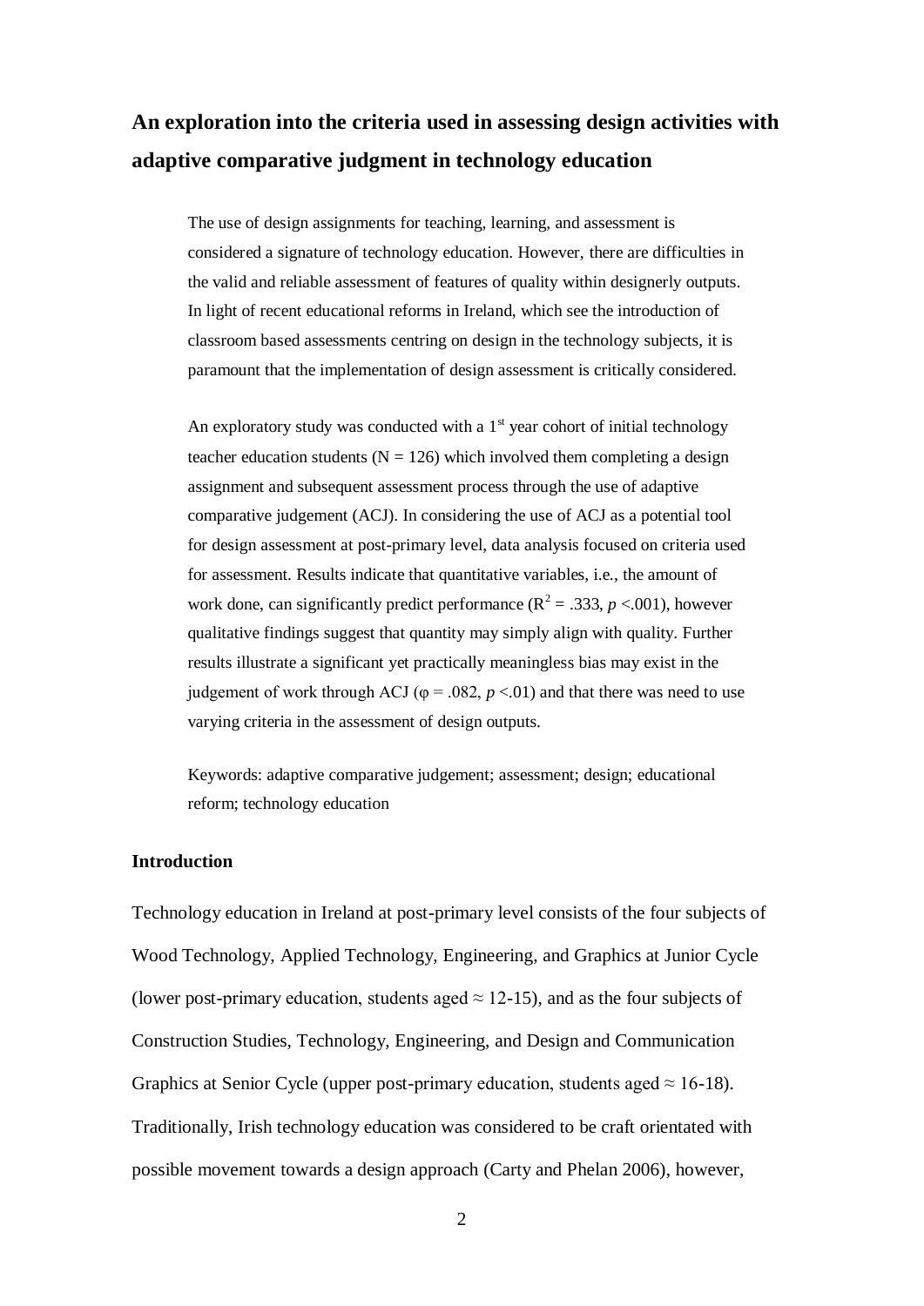# An exploration into the criteria used in assessing design activities with adaptive comparative judgment in technology education

The use of design assignments for teaching, learning, and assessment is considered a signature of technology education. However, there are difficulties in the valid and reliable assessment of features of quality within designerly outputs. In light of recent educational reforms in Ireland, which see the introduction of classroom based assessments centring on design in the technology subjects, it is paramount that the implementation of design assessment is critically considered.

An exploratory study was conducted with a 1st year cohort of initial technology teacher education students ($N = 126$) which involved them completing a design assignment and subsequent assessment process through the use of adaptive comparative judgement (ACJ). In considering the use of ACJ as a potential tool for design assessment at post-primary level, data analysis focused on criteria used for assessment. Results indicate that quantitative variables, i.e., the amount of work done, can significantly predict performance ($R^2 = .333$, $p < .001$), however qualitative findings suggest that quantity may simply align with quality. Further results illustrate a significant yet practically meaningless bias may exist in the judgement of work through ACJ ($\varphi = .082$, $p < .01$) and that there was need to use varying criteria in the assessment of design outputs.

Keywords: adaptive comparative judgement; assessment; design; educational reform; technology education

## Introduction

Technology education in Ireland at post-primary level consists of the four subjects of Wood Technology, Applied Technology, Engineering, and Graphics at Junior Cycle (lower post-primary education, students aged ≈ 12-15), and as the four subjects of Construction Studies, Technology, Engineering, and Design and Communication Graphics at Senior Cycle (upper post-primary education, students aged ≈ 16-18). Traditionally, Irish technology education was considered to be craft orientated with possible movement towards a design approach (Carty and Phelan 2006), however,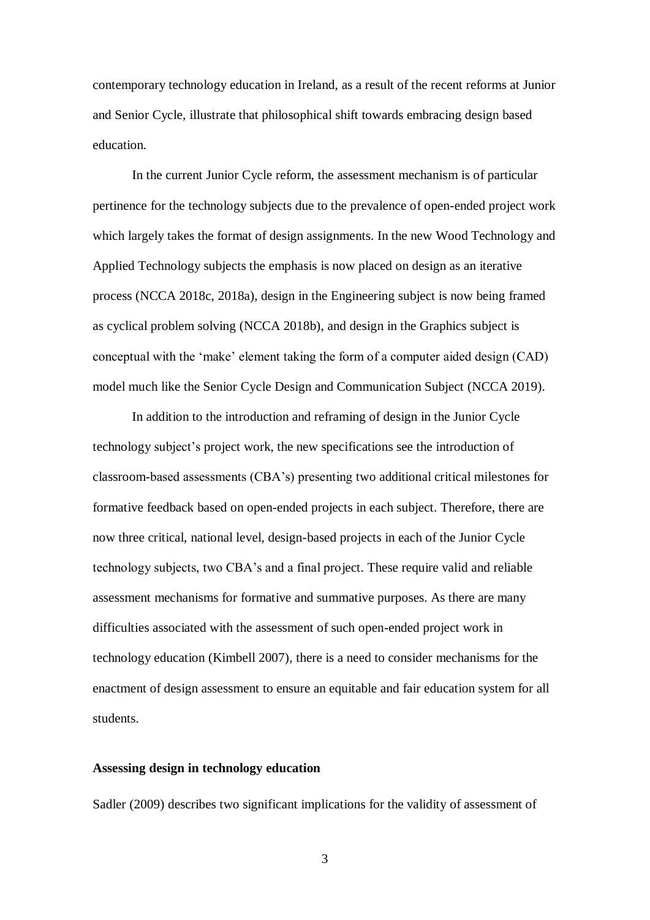contemporary technology education in Ireland, as a result of the recent reforms at Junior and Senior Cycle, illustrate that philosophical shift towards embracing design based education.

In the current Junior Cycle reform, the assessment mechanism is of particular pertinence for the technology subjects due to the prevalence of open-ended project work which largely takes the format of design assignments. In the new Wood Technology and Applied Technology subjects the emphasis is now placed on design as an iterative process (NCCA 2018c, 2018a), design in the Engineering subject is now being framed as cyclical problem solving (NCCA 2018b), and design in the Graphics subject is conceptual with the 'make' element taking the form of a computer aided design (CAD) model much like the Senior Cycle Design and Communication Subject (NCCA 2019).

In addition to the introduction and reframing of design in the Junior Cycle technology subject's project work, the new specifications see the introduction of classroom-based assessments (CBA's) presenting two additional critical milestones for formative feedback based on open-ended projects in each subject. Therefore, there are now three critical, national level, design-based projects in each of the Junior Cycle technology subjects, two CBA's and a final project. These require valid and reliable assessment mechanisms for formative and summative purposes. As there are many difficulties associated with the assessment of such open-ended project work in technology education (Kimbell 2007), there is a need to consider mechanisms for the enactment of design assessment to ensure an equitable and fair education system for all students.

### Assessing design in technology education

Sadler (2009) describes two significant implications for the validity of assessment of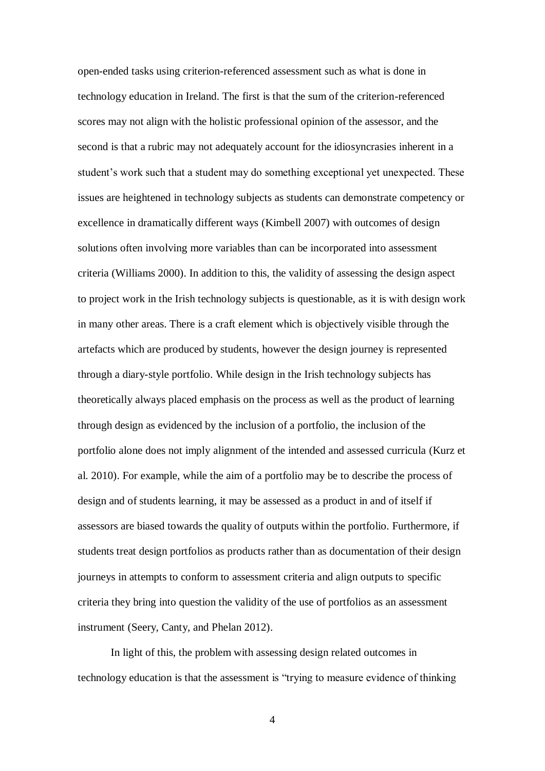open-ended tasks using criterion-referenced assessment such as what is done in technology education in Ireland. The first is that the sum of the criterion-referenced scores may not align with the holistic professional opinion of the assessor, and the second is that a rubric may not adequately account for the idiosyncrasies inherent in a student's work such that a student may do something exceptional yet unexpected. These issues are heightened in technology subjects as students can demonstrate competency or excellence in dramatically different ways (Kimbell 2007) with outcomes of design solutions often involving more variables than can be incorporated into assessment criteria (Williams 2000). In addition to this, the validity of assessing the design aspect to project work in the Irish technology subjects is questionable, as it is with design work in many other areas. There is a craft element which is objectively visible through the artefacts which are produced by students, however the design journey is represented through a diary-style portfolio. While design in the Irish technology subjects has theoretically always placed emphasis on the process as well as the product of learning through design as evidenced by the inclusion of a portfolio, the inclusion of the portfolio alone does not imply alignment of the intended and assessed curricula (Kurz et al. 2010). For example, while the aim of a portfolio may be to describe the process of design and of students learning, it may be assessed as a product in and of itself if assessors are biased towards the quality of outputs within the portfolio. Furthermore, if students treat design portfolios as products rather than as documentation of their design journeys in attempts to conform to assessment criteria and align outputs to specific criteria they bring into question the validity of the use of portfolios as an assessment instrument (Seery, Canty, and Phelan 2012).

In light of this, the problem with assessing design related outcomes in technology education is that the assessment is "trying to measure evidence of thinking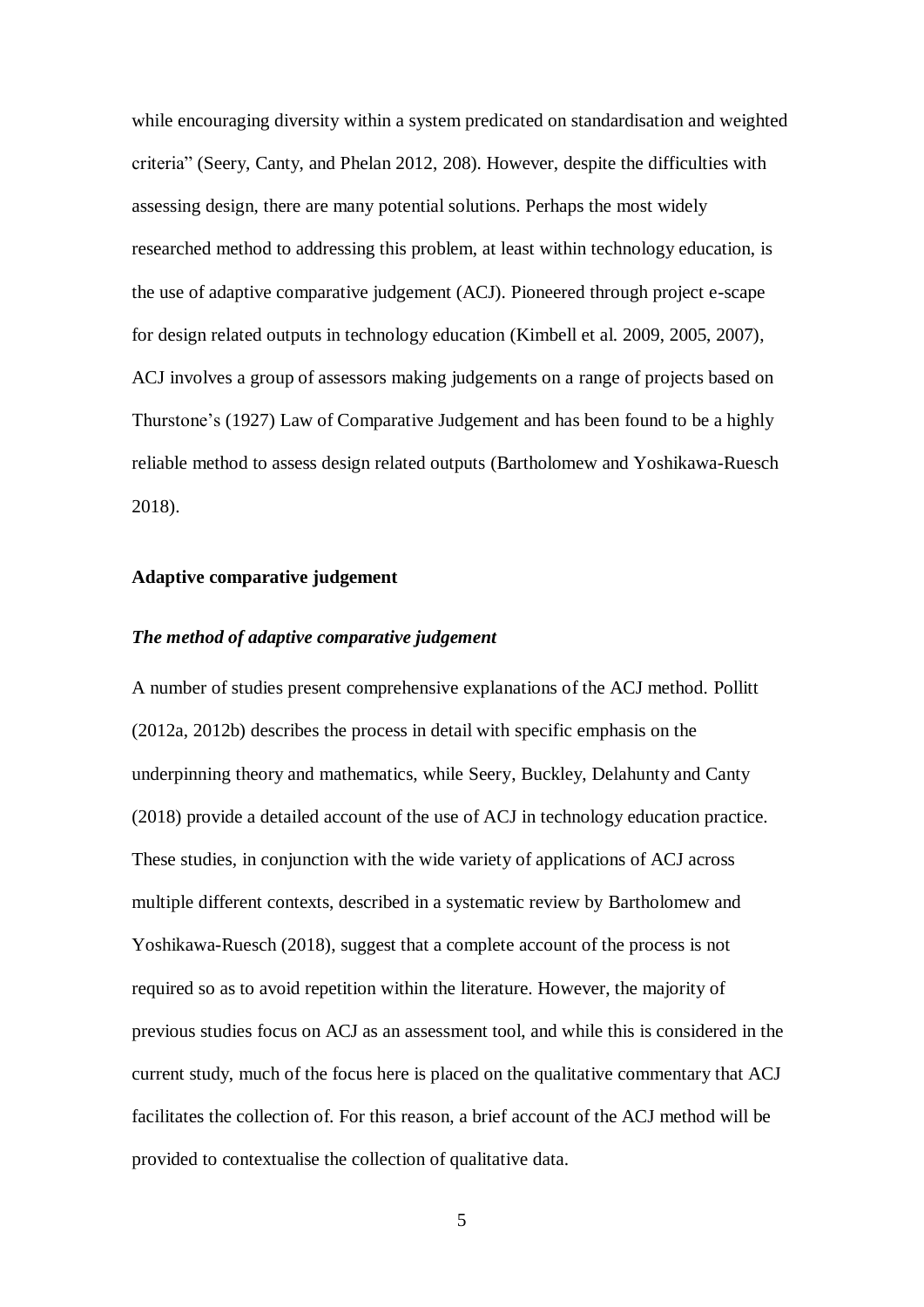while encouraging diversity within a system predicated on standardisation and weighted criteria" (Seery, Canty, and Phelan 2012, 208). However, despite the difficulties with assessing design, there are many potential solutions. Perhaps the most widely researched method to addressing this problem, at least within technology education, is the use of adaptive comparative judgement (ACJ). Pioneered through project e-scape for design related outputs in technology education (Kimbell et al. 2009, 2005, 2007), ACJ involves a group of assessors making judgements on a range of projects based on Thurstone's (1927) Law of Comparative Judgement and has been found to be a highly reliable method to assess design related outputs (Bartholomew and Yoshikawa-Ruesch 2018).

## Adaptive comparative judgement

### *The method of adaptive comparative judgement*

A number of studies present comprehensive explanations of the ACJ method. Pollitt (2012a, 2012b) describes the process in detail with specific emphasis on the underpinning theory and mathematics, while Seery, Buckley, Delahunty and Canty (2018) provide a detailed account of the use of ACJ in technology education practice. These studies, in conjunction with the wide variety of applications of ACJ across multiple different contexts, described in a systematic review by Bartholomew and Yoshikawa-Ruesch (2018), suggest that a complete account of the process is not required so as to avoid repetition within the literature. However, the majority of previous studies focus on ACJ as an assessment tool, and while this is considered in the current study, much of the focus here is placed on the qualitative commentary that ACJ facilitates the collection of. For this reason, a brief account of the ACJ method will be provided to contextualise the collection of qualitative data.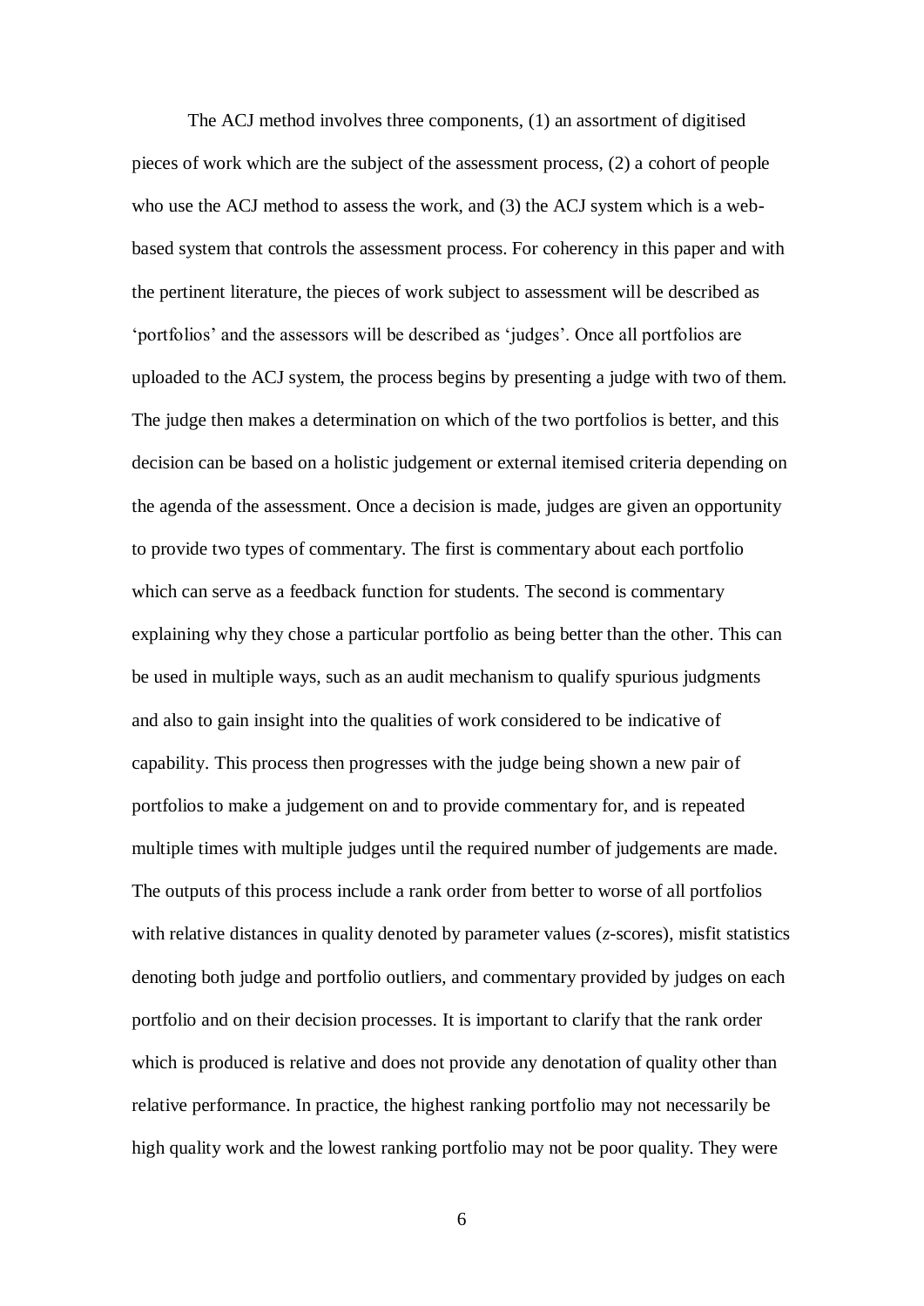The ACJ method involves three components, (1) an assortment of digitised pieces of work which are the subject of the assessment process, (2) a cohort of people who use the ACJ method to assess the work, and (3) the ACJ system which is a web-based system that controls the assessment process. For coherency in this paper and with the pertinent literature, the pieces of work subject to assessment will be described as 'portfolios' and the assessors will be described as 'judges'. Once all portfolios are uploaded to the ACJ system, the process begins by presenting a judge with two of them. The judge then makes a determination on which of the two portfolios is better, and this decision can be based on a holistic judgement or external itemised criteria depending on the agenda of the assessment. Once a decision is made, judges are given an opportunity to provide two types of commentary. The first is commentary about each portfolio which can serve as a feedback function for students. The second is commentary explaining why they chose a particular portfolio as being better than the other. This can be used in multiple ways, such as an audit mechanism to qualify spurious judgments and also to gain insight into the qualities of work considered to be indicative of capability. This process then progresses with the judge being shown a new pair of portfolios to make a judgement on and to provide commentary for, and is repeated multiple times with multiple judges until the required number of judgements are made. The outputs of this process include a rank order from better to worse of all portfolios with relative distances in quality denoted by parameter values (*z*-scores), misfit statistics denoting both judge and portfolio outliers, and commentary provided by judges on each portfolio and on their decision processes. It is important to clarify that the rank order which is produced is relative and does not provide any denotation of quality other than relative performance. In practice, the highest ranking portfolio may not necessarily be high quality work and the lowest ranking portfolio may not be poor quality. They were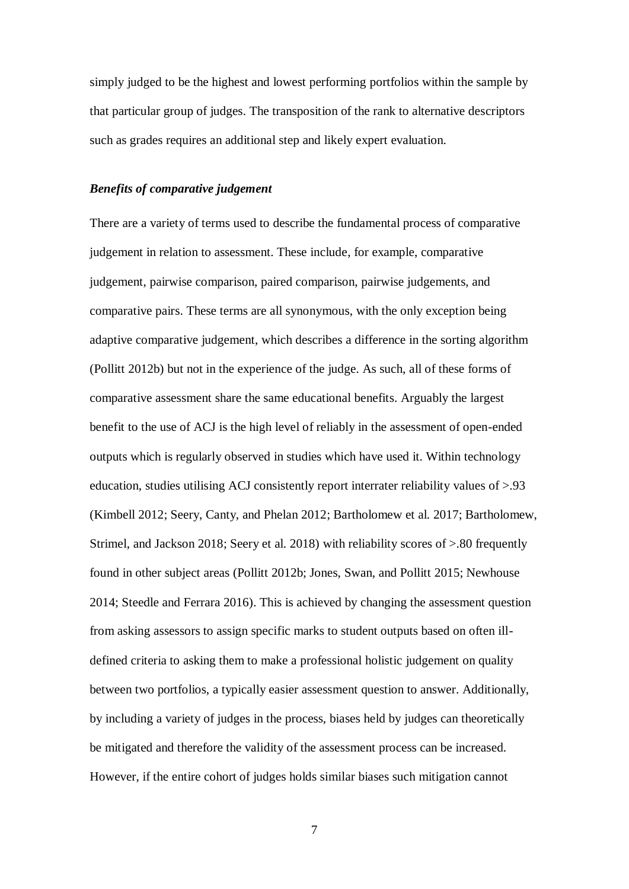simply judged to be the highest and lowest performing portfolios within the sample by that particular group of judges. The transposition of the rank to alternative descriptors such as grades requires an additional step and likely expert evaluation.

### ***Benefits of comparative judgement***

There are a variety of terms used to describe the fundamental process of comparative judgement in relation to assessment. These include, for example, comparative judgement, pairwise comparison, paired comparison, pairwise judgements, and comparative pairs. These terms are all synonymous, with the only exception being adaptive comparative judgement, which describes a difference in the sorting algorithm (Pollitt 2012b) but not in the experience of the judge. As such, all of these forms of comparative assessment share the same educational benefits. Arguably the largest benefit to the use of ACJ is the high level of reliably in the assessment of open-ended outputs which is regularly observed in studies which have used it. Within technology education, studies utilising ACJ consistently report interrater reliability values of >.93 (Kimbell 2012; Seery, Canty, and Phelan 2012; Bartholomew et al. 2017; Bartholomew, Strimel, and Jackson 2018; Seery et al. 2018) with reliability scores of >.80 frequently found in other subject areas (Pollitt 2012b; Jones, Swan, and Pollitt 2015; Newhouse 2014; Steedle and Ferrara 2016). This is achieved by changing the assessment question from asking assessors to assign specific marks to student outputs based on often ill-defined criteria to asking them to make a professional holistic judgement on quality between two portfolios, a typically easier assessment question to answer. Additionally, by including a variety of judges in the process, biases held by judges can theoretically be mitigated and therefore the validity of the assessment process can be increased. However, if the entire cohort of judges holds similar biases such mitigation cannot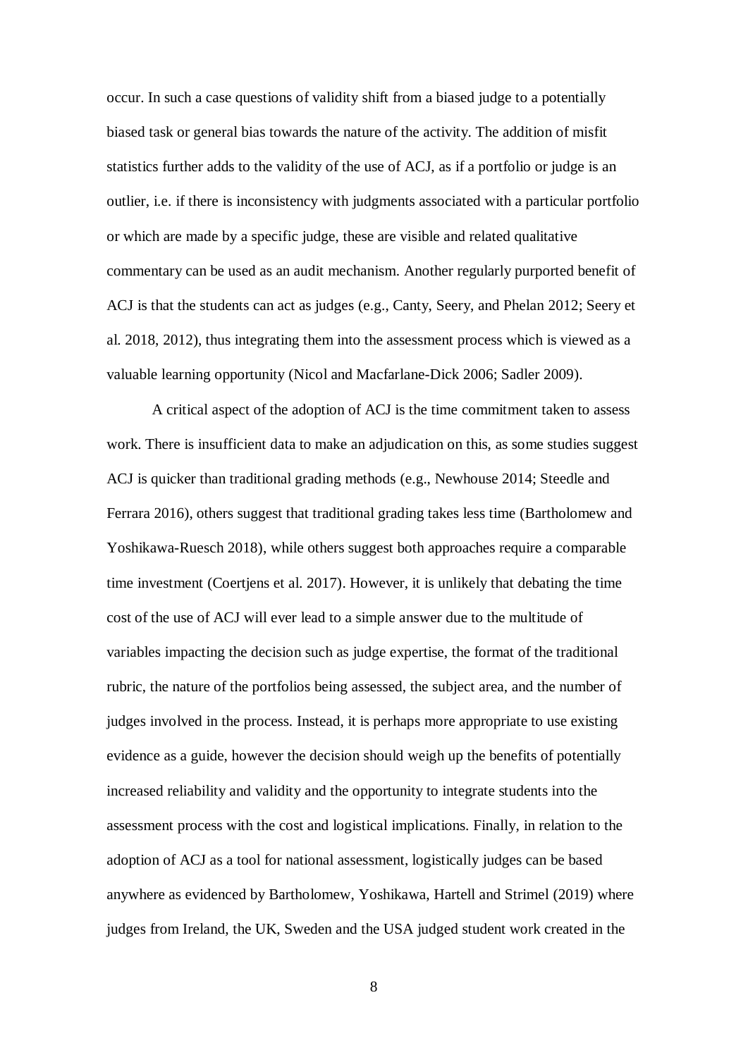occur. In such a case questions of validity shift from a biased judge to a potentially biased task or general bias towards the nature of the activity. The addition of misfit statistics further adds to the validity of the use of ACJ, as if a portfolio or judge is an outlier, i.e. if there is inconsistency with judgments associated with a particular portfolio or which are made by a specific judge, these are visible and related qualitative commentary can be used as an audit mechanism. Another regularly purported benefit of ACJ is that the students can act as judges (e.g., Canty, Seery, and Phelan 2012; Seery et al. 2018, 2012), thus integrating them into the assessment process which is viewed as a valuable learning opportunity (Nicol and Macfarlane-Dick 2006; Sadler 2009).

A critical aspect of the adoption of ACJ is the time commitment taken to assess work. There is insufficient data to make an adjudication on this, as some studies suggest ACJ is quicker than traditional grading methods (e.g., Newhouse 2014; Steedle and Ferrara 2016), others suggest that traditional grading takes less time (Bartholomew and Yoshikawa-Ruesch 2018), while others suggest both approaches require a comparable time investment (Coertjens et al. 2017). However, it is unlikely that debating the time cost of the use of ACJ will ever lead to a simple answer due to the multitude of variables impacting the decision such as judge expertise, the format of the traditional rubric, the nature of the portfolios being assessed, the subject area, and the number of judges involved in the process. Instead, it is perhaps more appropriate to use existing evidence as a guide, however the decision should weigh up the benefits of potentially increased reliability and validity and the opportunity to integrate students into the assessment process with the cost and logistical implications. Finally, in relation to the adoption of ACJ as a tool for national assessment, logistically judges can be based anywhere as evidenced by Bartholomew, Yoshikawa, Hartell and Strimel (2019) where judges from Ireland, the UK, Sweden and the USA judged student work created in the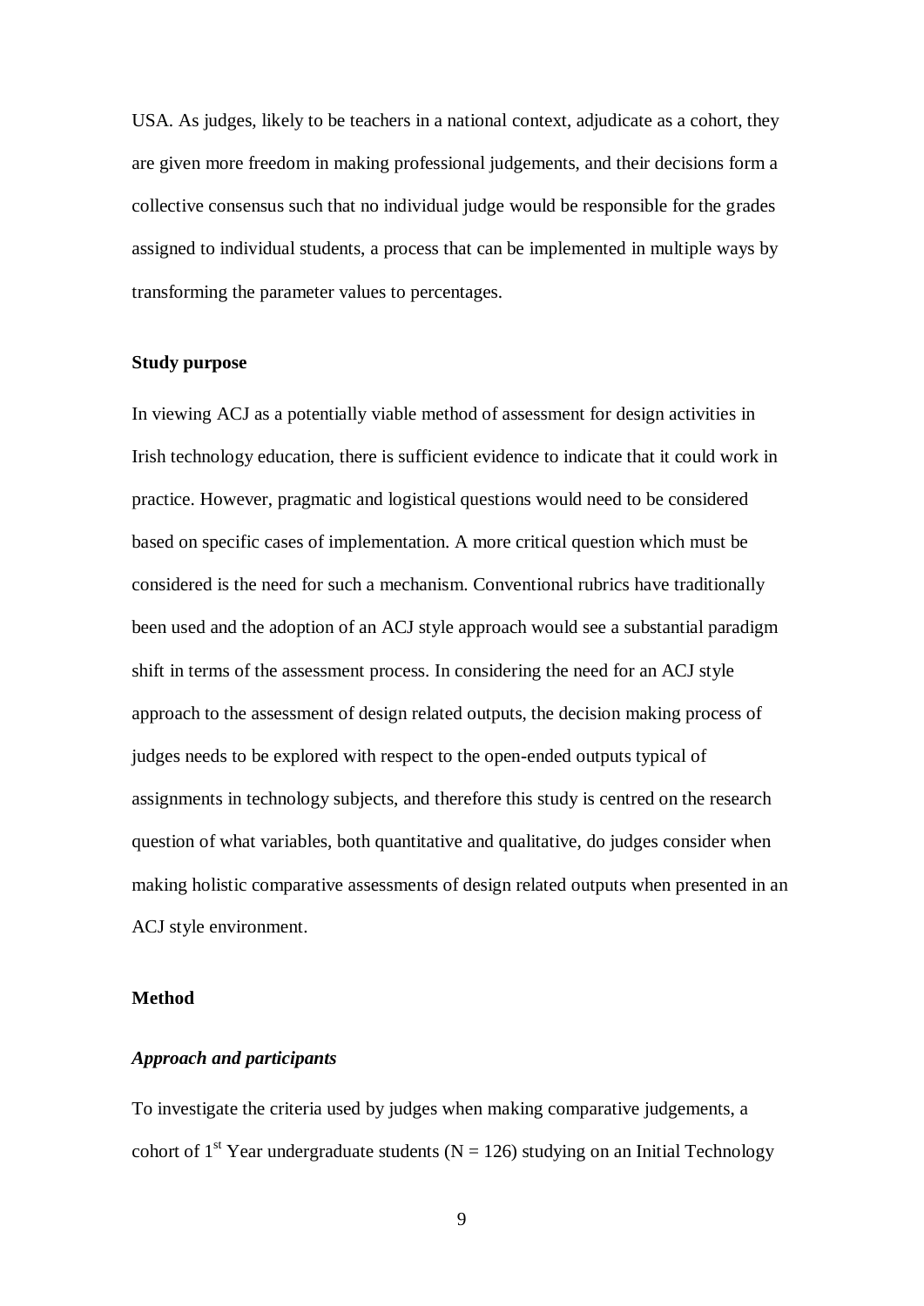USA. As judges, likely to be teachers in a national context, adjudicate as a cohort, they are given more freedom in making professional judgements, and their decisions form a collective consensus such that no individual judge would be responsible for the grades assigned to individual students, a process that can be implemented in multiple ways by transforming the parameter values to percentages.

### Study purpose

In viewing ACJ as a potentially viable method of assessment for design activities in Irish technology education, there is sufficient evidence to indicate that it could work in practice. However, pragmatic and logistical questions would need to be considered based on specific cases of implementation. A more critical question which must be considered is the need for such a mechanism. Conventional rubrics have traditionally been used and the adoption of an ACJ style approach would see a substantial paradigm shift in terms of the assessment process. In considering the need for an ACJ style approach to the assessment of design related outputs, the decision making process of judges needs to be explored with respect to the open-ended outputs typical of assignments in technology subjects, and therefore this study is centred on the research question of what variables, both quantitative and qualitative, do judges consider when making holistic comparative assessments of design related outputs when presented in an ACJ style environment.

### Method

#### *Approach and participants*

To investigate the criteria used by judges when making comparative judgements, a cohort of 1st Year undergraduate students (N = 126) studying on an Initial Technology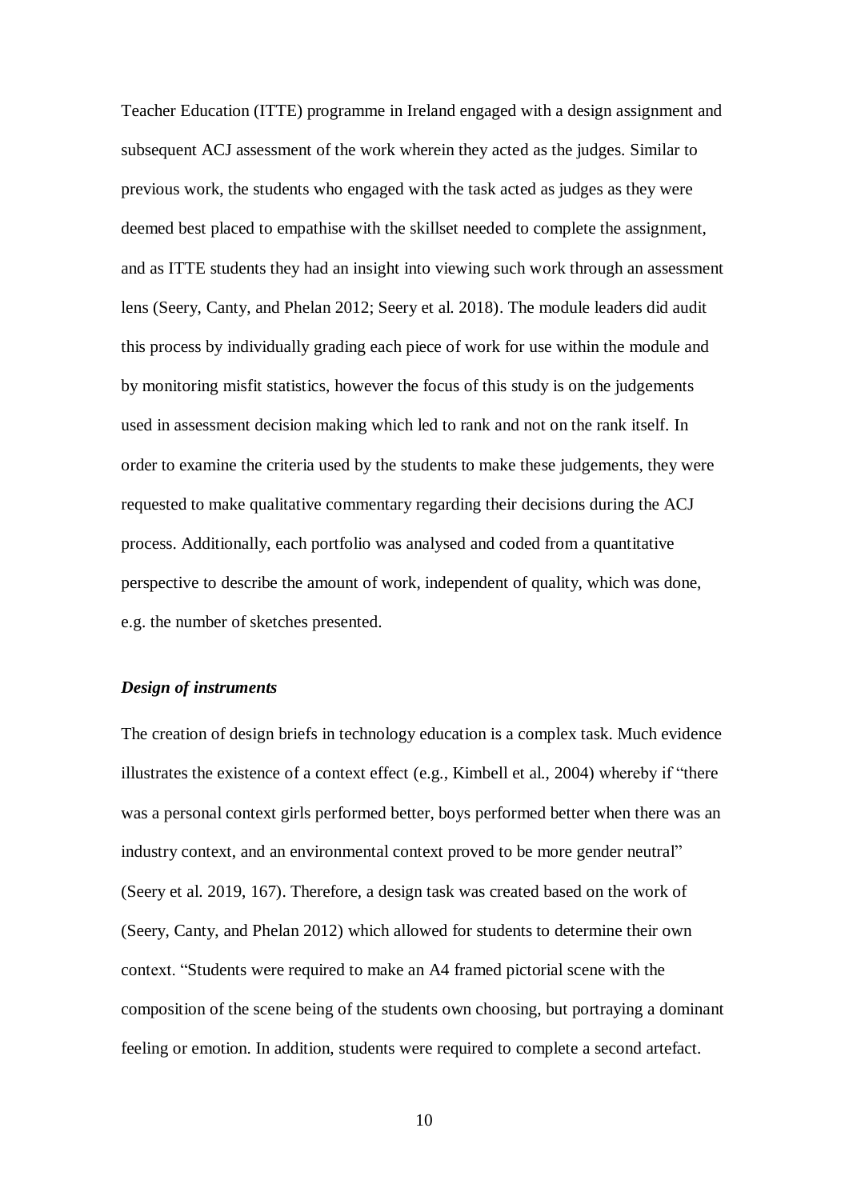Teacher Education (ITTE) programme in Ireland engaged with a design assignment and subsequent ACJ assessment of the work wherein they acted as the judges. Similar to previous work, the students who engaged with the task acted as judges as they were deemed best placed to empathise with the skillset needed to complete the assignment, and as ITTE students they had an insight into viewing such work through an assessment lens (Seery, Canty, and Phelan 2012; Seery et al. 2018). The module leaders did audit this process by individually grading each piece of work for use within the module and by monitoring misfit statistics, however the focus of this study is on the judgements used in assessment decision making which led to rank and not on the rank itself. In order to examine the criteria used by the students to make these judgements, they were requested to make qualitative commentary regarding their decisions during the ACJ process. Additionally, each portfolio was analysed and coded from a quantitative perspective to describe the amount of work, independent of quality, which was done, e.g. the number of sketches presented.

### *Design of instruments*

The creation of design briefs in technology education is a complex task. Much evidence illustrates the existence of a context effect (e.g., Kimbell et al., 2004) whereby if "there was a personal context girls performed better, boys performed better when there was an industry context, and an environmental context proved to be more gender neutral" (Seery et al. 2019, 167). Therefore, a design task was created based on the work of (Seery, Canty, and Phelan 2012) which allowed for students to determine their own context. "Students were required to make an A4 framed pictorial scene with the composition of the scene being of the students own choosing, but portraying a dominant feeling or emotion. In addition, students were required to complete a second artefact.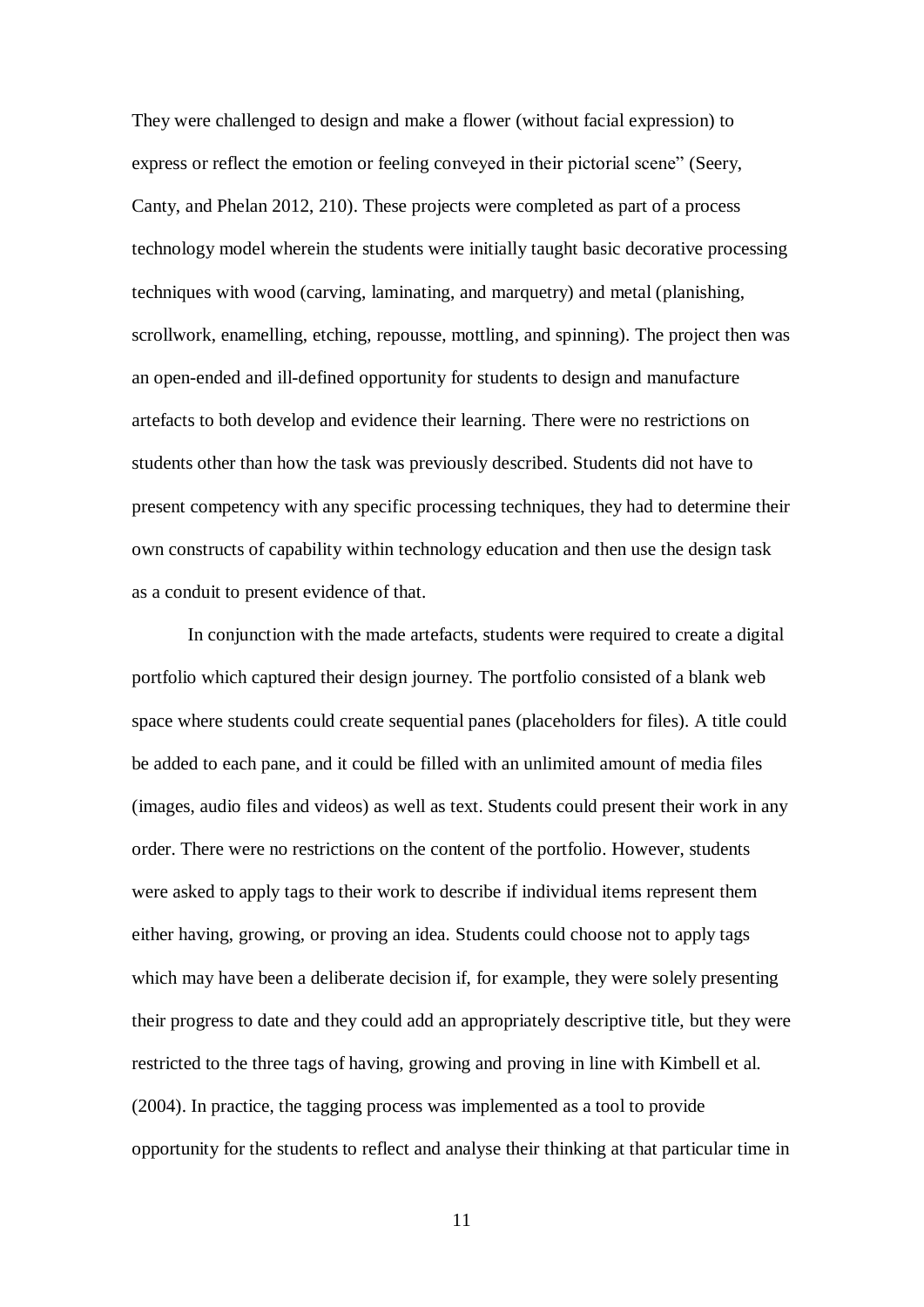They were challenged to design and make a flower (without facial expression) to express or reflect the emotion or feeling conveyed in their pictorial scene" (Seery, Canty, and Phelan 2012, 210). These projects were completed as part of a process technology model wherein the students were initially taught basic decorative processing techniques with wood (carving, laminating, and marquetry) and metal (planishing, scrollwork, enamelling, etching, repousse, mottling, and spinning). The project then was an open-ended and ill-defined opportunity for students to design and manufacture artefacts to both develop and evidence their learning. There were no restrictions on students other than how the task was previously described. Students did not have to present competency with any specific processing techniques, they had to determine their own constructs of capability within technology education and then use the design task as a conduit to present evidence of that.

In conjunction with the made artefacts, students were required to create a digital portfolio which captured their design journey. The portfolio consisted of a blank web space where students could create sequential panes (placeholders for files). A title could be added to each pane, and it could be filled with an unlimited amount of media files (images, audio files and videos) as well as text. Students could present their work in any order. There were no restrictions on the content of the portfolio. However, students were asked to apply tags to their work to describe if individual items represent them either having, growing, or proving an idea. Students could choose not to apply tags which may have been a deliberate decision if, for example, they were solely presenting their progress to date and they could add an appropriately descriptive title, but they were restricted to the three tags of having, growing and proving in line with Kimbell et al. (2004). In practice, the tagging process was implemented as a tool to provide opportunity for the students to reflect and analyse their thinking at that particular time in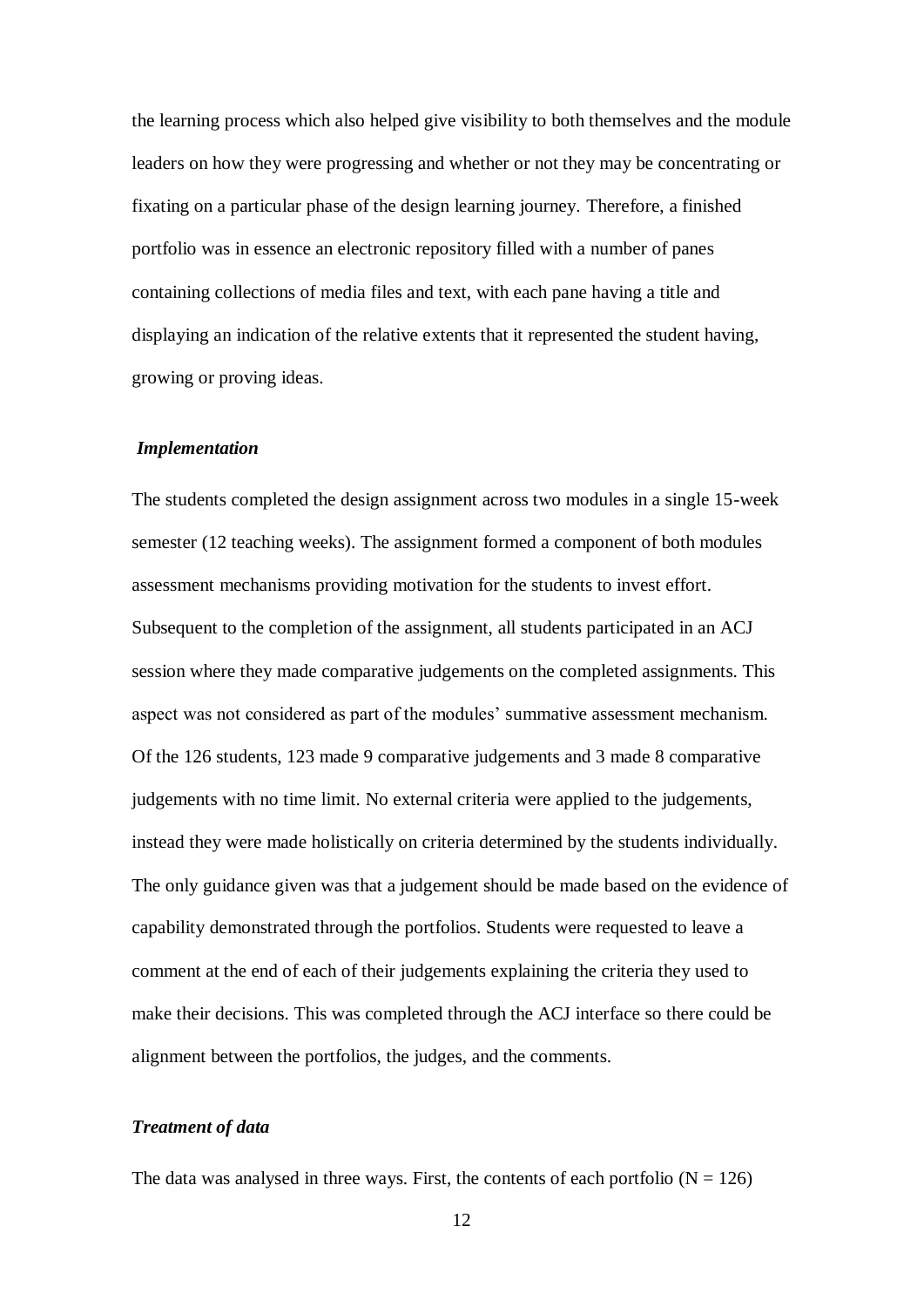the learning process which also helped give visibility to both themselves and the module leaders on how they were progressing and whether or not they may be concentrating or fixating on a particular phase of the design learning journey. Therefore, a finished portfolio was in essence an electronic repository filled with a number of panes containing collections of media files and text, with each pane having a title and displaying an indication of the relative extents that it represented the student having, growing or proving ideas.

### *Implementation*

The students completed the design assignment across two modules in a single 15-week semester (12 teaching weeks). The assignment formed a component of both modules assessment mechanisms providing motivation for the students to invest effort. Subsequent to the completion of the assignment, all students participated in an ACJ session where they made comparative judgements on the completed assignments. This aspect was not considered as part of the modules' summative assessment mechanism. Of the 126 students, 123 made 9 comparative judgements and 3 made 8 comparative judgements with no time limit. No external criteria were applied to the judgements, instead they were made holistically on criteria determined by the students individually. The only guidance given was that a judgement should be made based on the evidence of capability demonstrated through the portfolios. Students were requested to leave a comment at the end of each of their judgements explaining the criteria they used to make their decisions. This was completed through the ACJ interface so there could be alignment between the portfolios, the judges, and the comments.

### *Treatment of data*

The data was analysed in three ways. First, the contents of each portfolio ($N = 126$)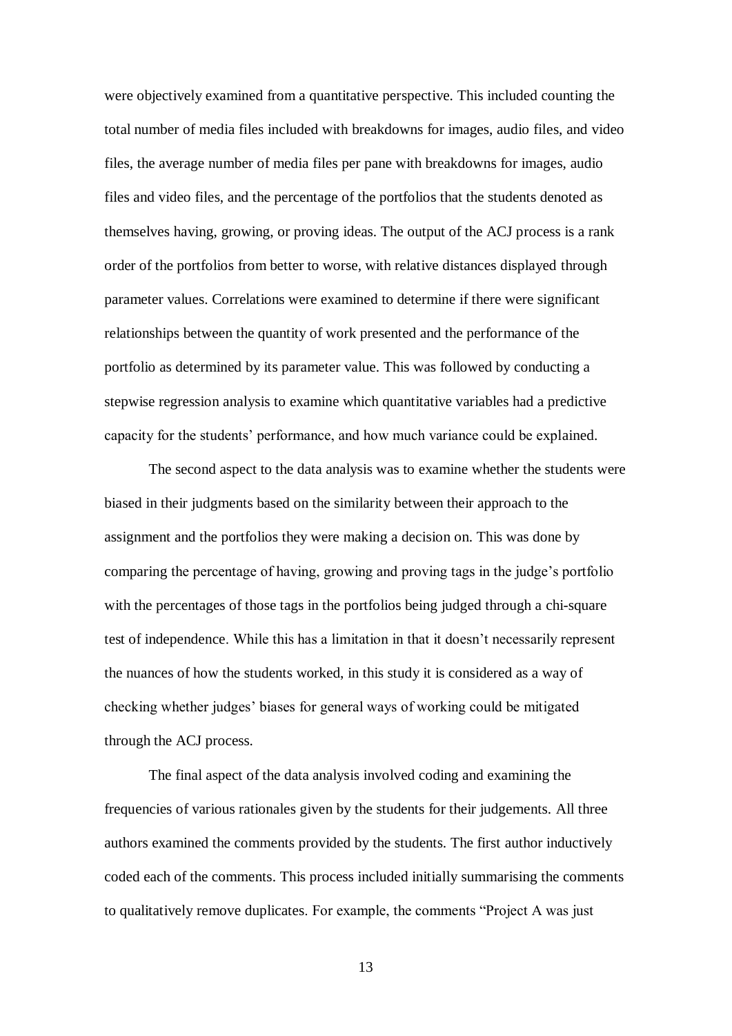were objectively examined from a quantitative perspective. This included counting the total number of media files included with breakdowns for images, audio files, and video files, the average number of media files per pane with breakdowns for images, audio files and video files, and the percentage of the portfolios that the students denoted as themselves having, growing, or proving ideas. The output of the ACJ process is a rank order of the portfolios from better to worse, with relative distances displayed through parameter values. Correlations were examined to determine if there were significant relationships between the quantity of work presented and the performance of the portfolio as determined by its parameter value. This was followed by conducting a stepwise regression analysis to examine which quantitative variables had a predictive capacity for the students' performance, and how much variance could be explained.

The second aspect to the data analysis was to examine whether the students were biased in their judgments based on the similarity between their approach to the assignment and the portfolios they were making a decision on. This was done by comparing the percentage of having, growing and proving tags in the judge's portfolio with the percentages of those tags in the portfolios being judged through a chi-square test of independence. While this has a limitation in that it doesn't necessarily represent the nuances of how the students worked, in this study it is considered as a way of checking whether judges' biases for general ways of working could be mitigated through the ACJ process.

The final aspect of the data analysis involved coding and examining the frequencies of various rationales given by the students for their judgements. All three authors examined the comments provided by the students. The first author inductively coded each of the comments. This process included initially summarising the comments to qualitatively remove duplicates. For example, the comments "Project A was just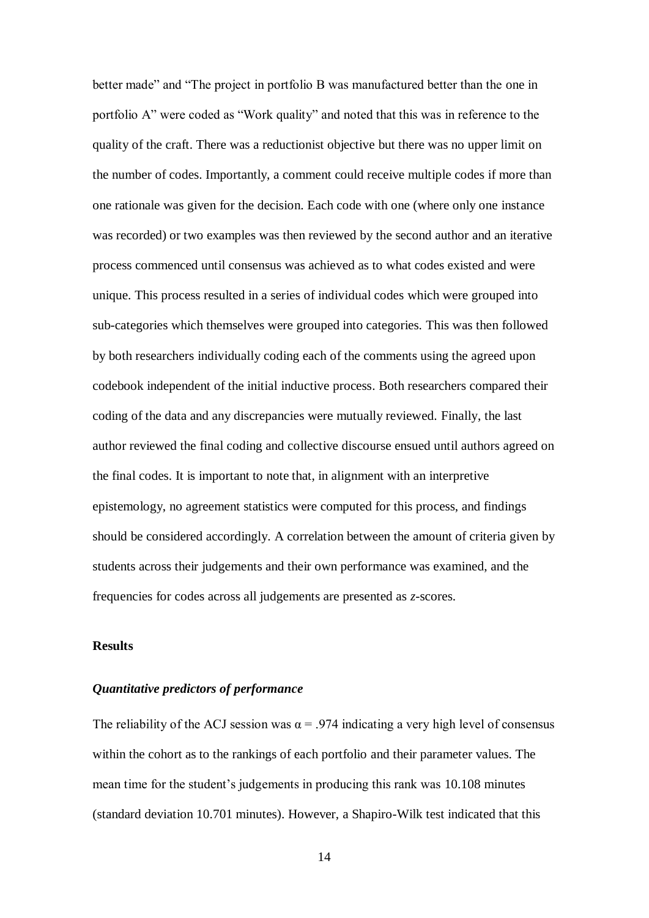better made" and "The project in portfolio B was manufactured better than the one in portfolio A" were coded as "Work quality" and noted that this was in reference to the quality of the craft. There was a reductionist objective but there was no upper limit on the number of codes. Importantly, a comment could receive multiple codes if more than one rationale was given for the decision. Each code with one (where only one instance was recorded) or two examples was then reviewed by the second author and an iterative process commenced until consensus was achieved as to what codes existed and were unique. This process resulted in a series of individual codes which were grouped into sub-categories which themselves were grouped into categories. This was then followed by both researchers individually coding each of the comments using the agreed upon codebook independent of the initial inductive process. Both researchers compared their coding of the data and any discrepancies were mutually reviewed. Finally, the last author reviewed the final coding and collective discourse ensued until authors agreed on the final codes. It is important to note that, in alignment with an interpretive epistemology, no agreement statistics were computed for this process, and findings should be considered accordingly. A correlation between the amount of criteria given by students across their judgements and their own performance was examined, and the frequencies for codes across all judgements are presented as $z$-scores.

## Results

### *Quantitative predictors of performance*

The reliability of the ACJ session was $\alpha = .974$ indicating a very high level of consensus within the cohort as to the rankings of each portfolio and their parameter values. The mean time for the student's judgements in producing this rank was 10.108 minutes (standard deviation 10.701 minutes). However, a Shapiro-Wilk test indicated that this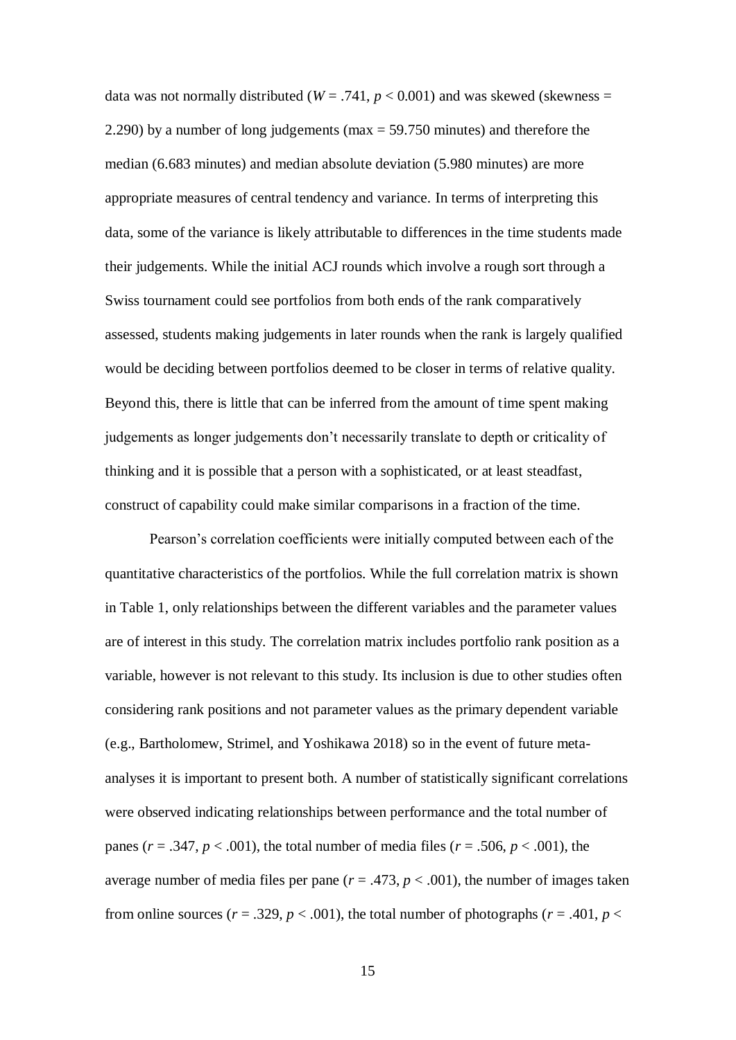data was not normally distributed ($W = .741$, $p < 0.001$) and was skewed (skewness = 2.290) by a number of long judgements (max = 59.750 minutes) and therefore the median (6.683 minutes) and median absolute deviation (5.980 minutes) are more appropriate measures of central tendency and variance. In terms of interpreting this data, some of the variance is likely attributable to differences in the time students made their judgements. While the initial ACJ rounds which involve a rough sort through a Swiss tournament could see portfolios from both ends of the rank comparatively assessed, students making judgements in later rounds when the rank is largely qualified would be deciding between portfolios deemed to be closer in terms of relative quality. Beyond this, there is little that can be inferred from the amount of time spent making judgements as longer judgements don't necessarily translate to depth or criticality of thinking and it is possible that a person with a sophisticated, or at least steadfast, construct of capability could make similar comparisons in a fraction of the time.

Pearson's correlation coefficients were initially computed between each of the quantitative characteristics of the portfolios. While the full correlation matrix is shown in Table 1, only relationships between the different variables and the parameter values are of interest in this study. The correlation matrix includes portfolio rank position as a variable, however is not relevant to this study. Its inclusion is due to other studies often considering rank positions and not parameter values as the primary dependent variable (e.g., Bartholomew, Strimel, and Yoshikawa 2018) so in the event of future meta-analyses it is important to present both. A number of statistically significant correlations were observed indicating relationships between performance and the total number of panes ($r = .347$, $p < .001$), the total number of media files ($r = .506$, $p < .001$), the average number of media files per pane ($r = .473$, $p < .001$), the number of images taken from online sources ($r = .329$, $p < .001$), the total number of photographs ($r = .401$, $p <$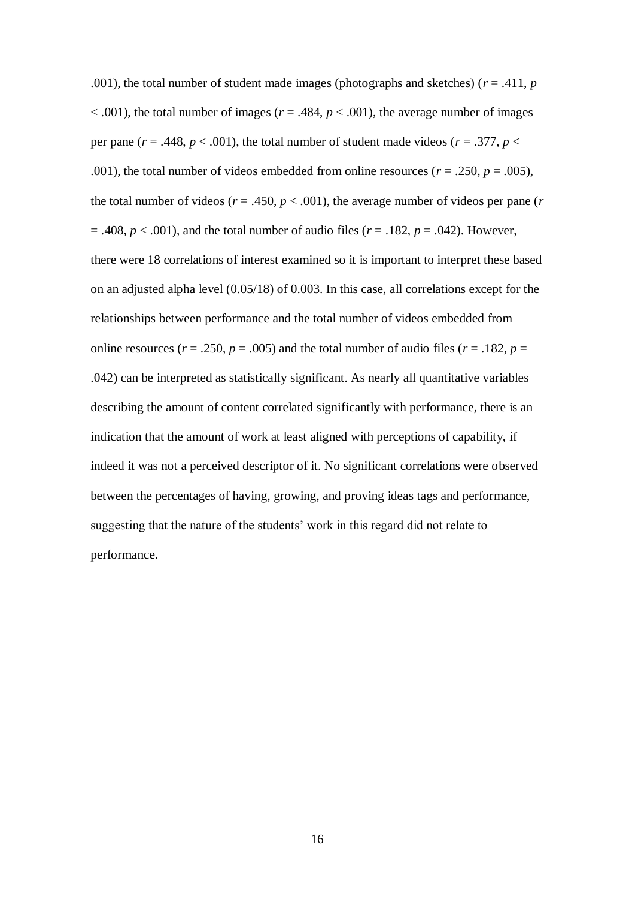.001), the total number of student made images (photographs and sketches) ($r = .411$, $p < .001$), the total number of images ($r = .484$, $p < .001$), the average number of images per pane ($r = .448$, $p < .001$), the total number of student made videos ($r = .377$, $p < .001$), the total number of videos embedded from online resources ($r = .250$, $p = .005$), the total number of videos ($r = .450$, $p < .001$), the average number of videos per pane ($r = .408$, $p < .001$), and the total number of audio files ($r = .182$, $p = .042$). However, there were 18 correlations of interest examined so it is important to interpret these based on an adjusted alpha level (0.05/18) of 0.003. In this case, all correlations except for the relationships between performance and the total number of videos embedded from online resources ($r = .250$, $p = .005$) and the total number of audio files ($r = .182$, $p = .042$) can be interpreted as statistically significant. As nearly all quantitative variables describing the amount of content correlated significantly with performance, there is an indication that the amount of work at least aligned with perceptions of capability, if indeed it was not a perceived descriptor of it. No significant correlations were observed between the percentages of having, growing, and proving ideas tags and performance, suggesting that the nature of the students' work in this regard did not relate to performance.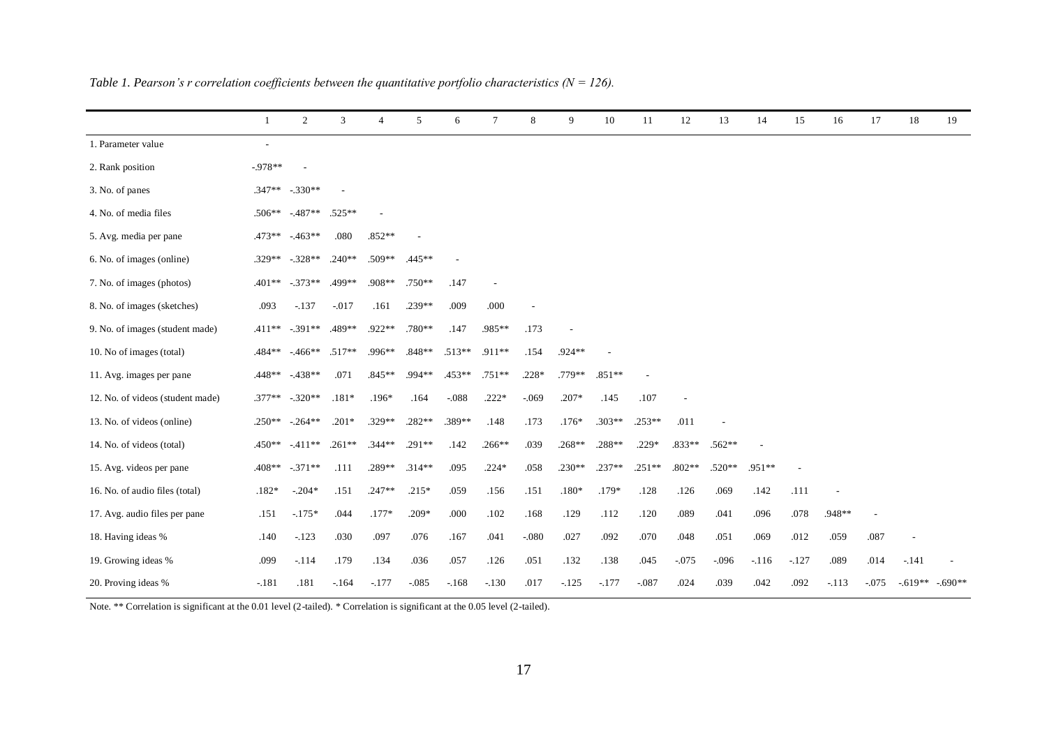*Table 1. Pearson's r correlation coefficients between the quantitative portfolio characteristics (N = 126).*

| | 1 | 2 | 3 | 4 | 5 | 6 | 7 | 8 | 9 | 10 | 11 | 12 | 13 | 14 | 15 | 16 | 17 | 18 | 19 |
|---|---|---|---|---|---|---|---|---|---|---|---|---|---|---|---|---|---|---|---|
| 1. Parameter value | - | | | | | | | | | | | | | | | | | | |
| 2. Rank position | -.978** | - | | | | | | | | | | | | | | | | | |
| 3. No. of panes | .347** | -.330** | - | | | | | | | | | | | | | | | | |
| 4. No. of media files | .506** | -.487** | .525** | - | | | | | | | | | | | | | | | |
| 5. Avg. media per pane | .473** | -.463** | .080 | .852** | - | | | | | | | | | | | | | | |
| 6. No. of images (online) | .329** | -.328** | .240** | .509** | .445** | - | | | | | | | | | | | | | |
| 7. No. of images (photos) | .401** | -.373** | .499** | .908** | .750** | .147 | - | | | | | | | | | | | | |
| 8. No. of images (sketches) | .093 | -.137 | -.017 | .161 | .239** | .009 | .000 | - | | | | | | | | | | | |
| 9. No. of images (student made) | .411** | -.391** | .489** | .922** | .780** | .147 | .985** | .173 | - | | | | | | | | | | |
| 10. No of images (total) | .484** | -.466** | .517** | .996** | .848** | .513** | .911** | .154 | .924** | - | | | | | | | | | |
| 11. Avg. images per pane | .448** | -.438** | .071 | .845** | .994** | .453** | .751** | .228* | .779** | .851** | - | | | | | | | | |
| 12. No. of videos (student made) | .377** | -.320** | .181* | .196* | .164 | -.088 | .222* | -.069 | .207* | .145 | .107 | - | | | | | | | |
| 13. No. of videos (online) | .250** | -.264** | .201* | .329** | .282** | .389** | .148 | .173 | .176* | .303** | .253** | .011 | - | | | | | | |
| 14. No. of videos (total) | .450** | -.411** | .261** | .344** | .291** | .142 | .266** | .039 | .268** | .288** | .229* | .833** | .562** | - | | | | | |
| 15. Avg. videos per pane | .408** | -.371** | .111 | .289** | .314** | .095 | .224* | .058 | .230** | .237** | .251** | .802** | .520** | .951** | - | | | | |
| 16. No. of audio files (total) | .182* | -.204* | .151 | .247** | .215* | .059 | .156 | .151 | .180* | .179* | .128 | .126 | .069 | .142 | .111 | - | | | |
| 17. Avg. audio files per pane | .151 | -.175* | .044 | .177* | .209* | .000 | .102 | .168 | .129 | .112 | .120 | .089 | .041 | .096 | .078 | .948** | - | | |
| 18. Having ideas % | .140 | -.123 | .030 | .097 | .076 | .167 | .041 | -.080 | .027 | .092 | .070 | .048 | .051 | .069 | .012 | .059 | .087 | - | |
| 19. Growing ideas % | .099 | -.114 | .179 | .134 | .036 | .057 | .126 | .051 | .132 | .138 | .045 | -.075 | -.096 | -.116 | -.127 | .089 | .014 | -.141 | - |
| 20. Proving ideas % | -.181 | .181 | -.164 | -.177 | -.085 | -.168 | -.130 | .017 | -.125 | -.177 | -.087 | .024 | .039 | .042 | .092 | -.113 | -.075 | -.619** | -.690** |

Note. ** Correlation is significant at the 0.01 level (2-tailed). * Correlation is significant at the 0.05 level (2-tailed).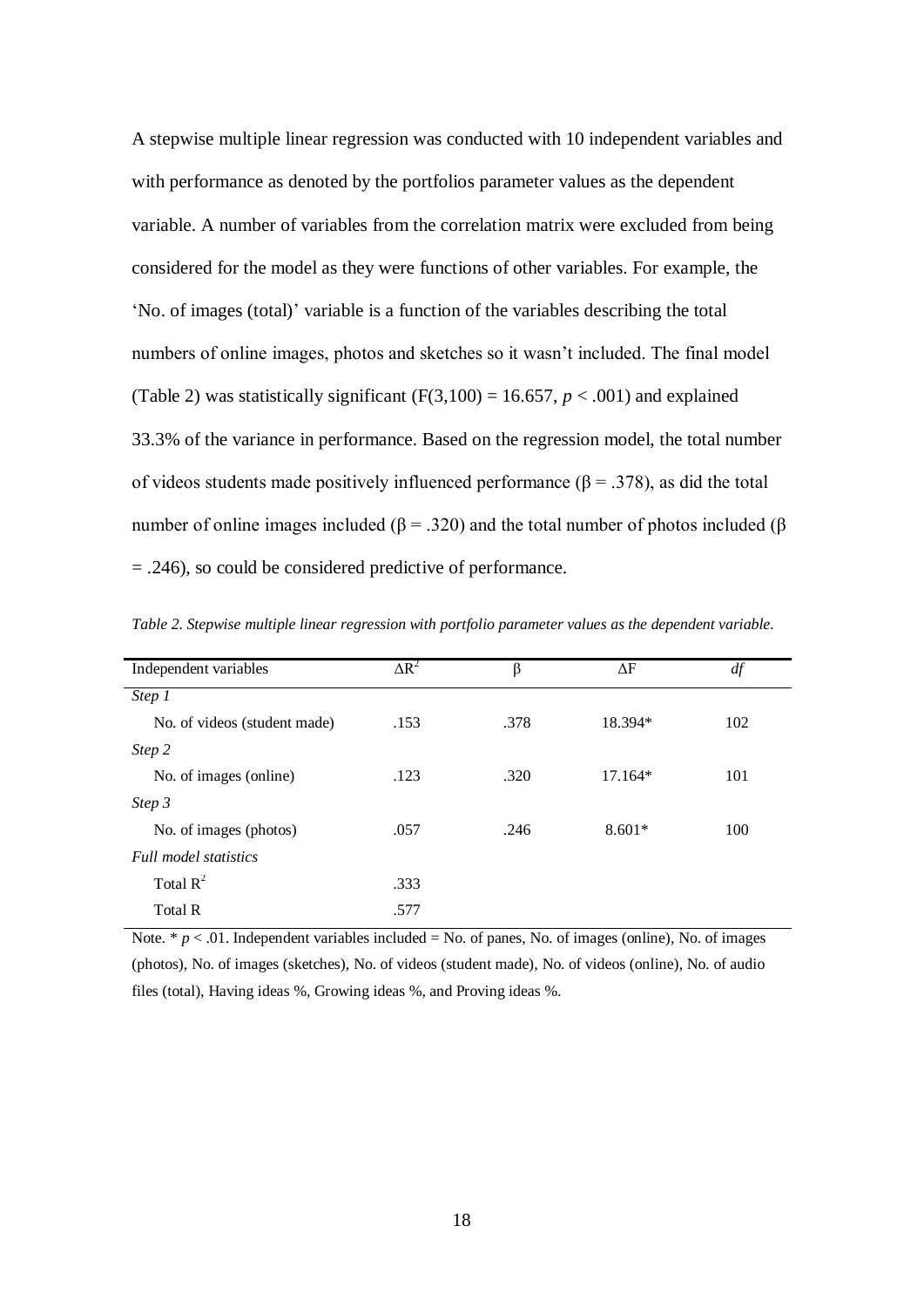A stepwise multiple linear regression was conducted with 10 independent variables and with performance as denoted by the portfolios parameter values as the dependent variable. A number of variables from the correlation matrix were excluded from being considered for the model as they were functions of other variables. For example, the 'No. of images (total)' variable is a function of the variables describing the total numbers of online images, photos and sketches so it wasn't included. The final model (Table 2) was statistically significant ($F(3,100) = 16.657$, $p < .001$) and explained 33.3% of the variance in performance. Based on the regression model, the total number of videos students made positively influenced performance ($\beta = .378$), as did the total number of online images included ($\beta = .320$) and the total number of photos included ($\beta = .246$), so could be considered predictive of performance.

*Table 2. Stepwise multiple linear regression with portfolio parameter values as the dependent variable.*

| Independent variables | $\Delta R^2$ | $\beta$ | $\Delta F$ | *df* |
|---|---|---|---|---|
| *Step 1* | | | | |
| No. of videos (student made) | .153 | .378 | 18.394* | 102 |
| *Step 2* | | | | |
| No. of images (online) | .123 | .320 | 17.164* | 101 |
| *Step 3* | | | | |
| No. of images (photos) | .057 | .246 | 8.601* | 100 |
| *Full model statistics* | | | | |
| Total $R^2$ | .333 | | | |
| Total R | .577 | | | |

Note. * $p < .01$. Independent variables included = No. of panes, No. of images (online), No. of images (photos), No. of images (sketches), No. of videos (student made), No. of videos (online), No. of audio files (total), Having ideas %, Growing ideas %, and Proving ideas %.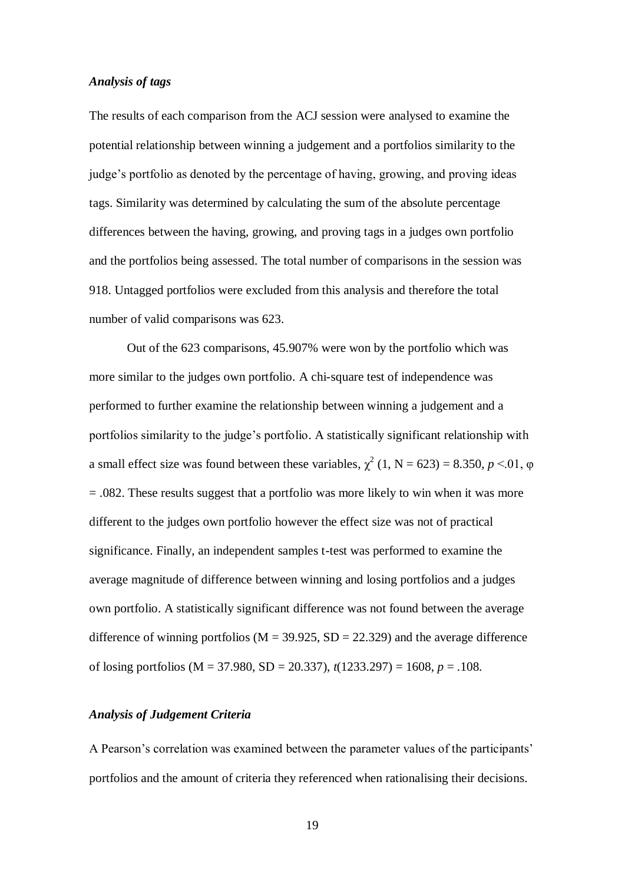### *Analysis of tags*

The results of each comparison from the ACJ session were analysed to examine the potential relationship between winning a judgement and a portfolios similarity to the judge's portfolio as denoted by the percentage of having, growing, and proving ideas tags. Similarity was determined by calculating the sum of the absolute percentage differences between the having, growing, and proving tags in a judges own portfolio and the portfolios being assessed. The total number of comparisons in the session was 918. Untagged portfolios were excluded from this analysis and therefore the total number of valid comparisons was 623.

Out of the 623 comparisons, 45.907% were won by the portfolio which was more similar to the judges own portfolio. A chi-square test of independence was performed to further examine the relationship between winning a judgement and a portfolios similarity to the judge's portfolio. A statistically significant relationship with a small effect size was found between these variables, $\chi^2$ (1, N = 623) = 8.350, $p$ <.01, $\varphi$ = .082. These results suggest that a portfolio was more likely to win when it was more different to the judges own portfolio however the effect size was not of practical significance. Finally, an independent samples t-test was performed to examine the average magnitude of difference between winning and losing portfolios and a judges own portfolio. A statistically significant difference was not found between the average difference of winning portfolios (M = 39.925, SD = 22.329) and the average difference of losing portfolios (M = 37.980, SD = 20.337), $t$(1233.297) = 1608, $p$ = .108.

### *Analysis of Judgement Criteria*

A Pearson's correlation was examined between the parameter values of the participants' portfolios and the amount of criteria they referenced when rationalising their decisions.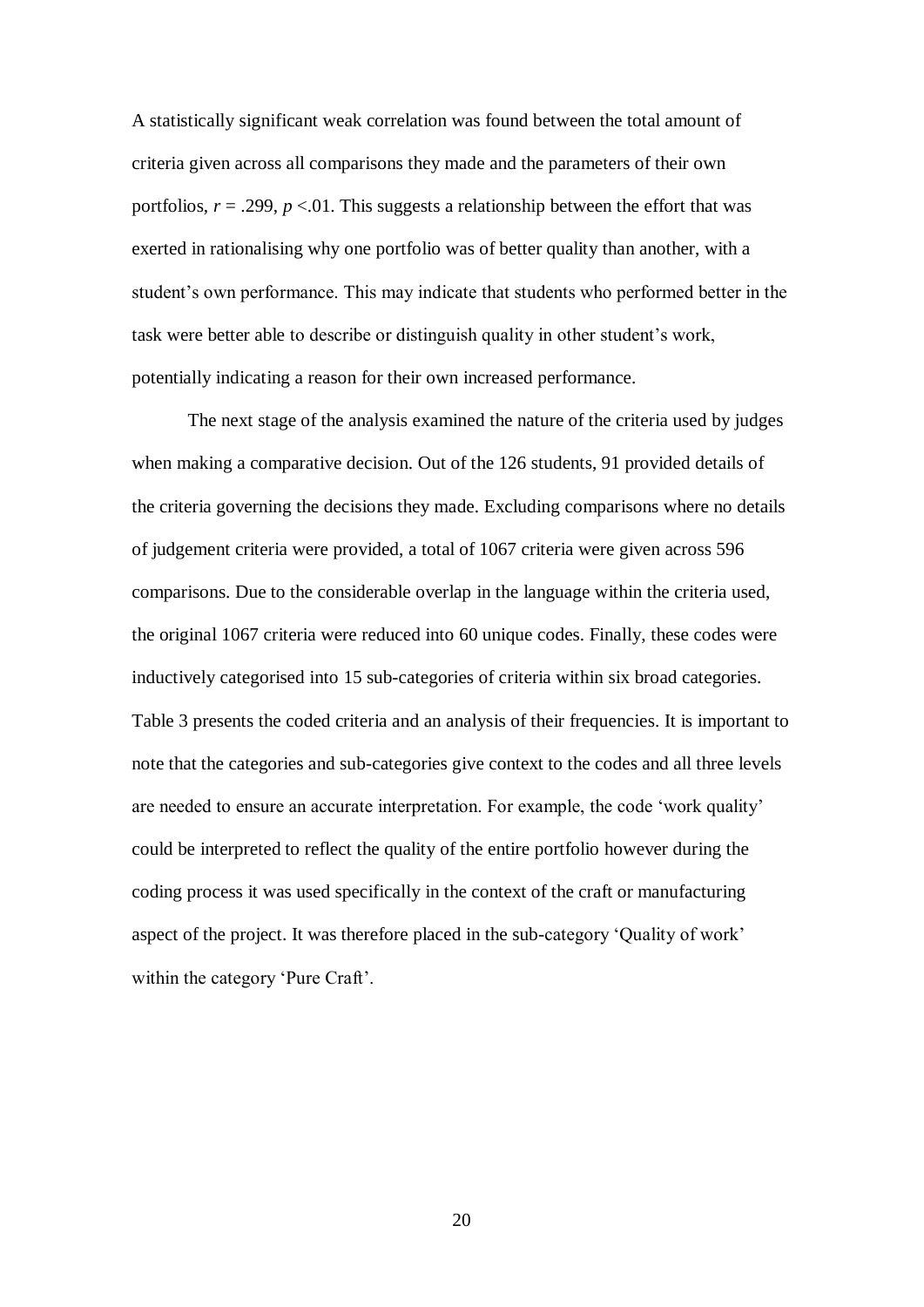A statistically significant weak correlation was found between the total amount of criteria given across all comparisons they made and the parameters of their own portfolios, $r = .299$, $p < .01$. This suggests a relationship between the effort that was exerted in rationalising why one portfolio was of better quality than another, with a student's own performance. This may indicate that students who performed better in the task were better able to describe or distinguish quality in other student's work, potentially indicating a reason for their own increased performance.

The next stage of the analysis examined the nature of the criteria used by judges when making a comparative decision. Out of the 126 students, 91 provided details of the criteria governing the decisions they made. Excluding comparisons where no details of judgement criteria were provided, a total of 1067 criteria were given across 596 comparisons. Due to the considerable overlap in the language within the criteria used, the original 1067 criteria were reduced into 60 unique codes. Finally, these codes were inductively categorised into 15 sub-categories of criteria within six broad categories. Table 3 presents the coded criteria and an analysis of their frequencies. It is important to note that the categories and sub-categories give context to the codes and all three levels are needed to ensure an accurate interpretation. For example, the code 'work quality' could be interpreted to reflect the quality of the entire portfolio however during the coding process it was used specifically in the context of the craft or manufacturing aspect of the project. It was therefore placed in the sub-category 'Quality of work' within the category 'Pure Craft'.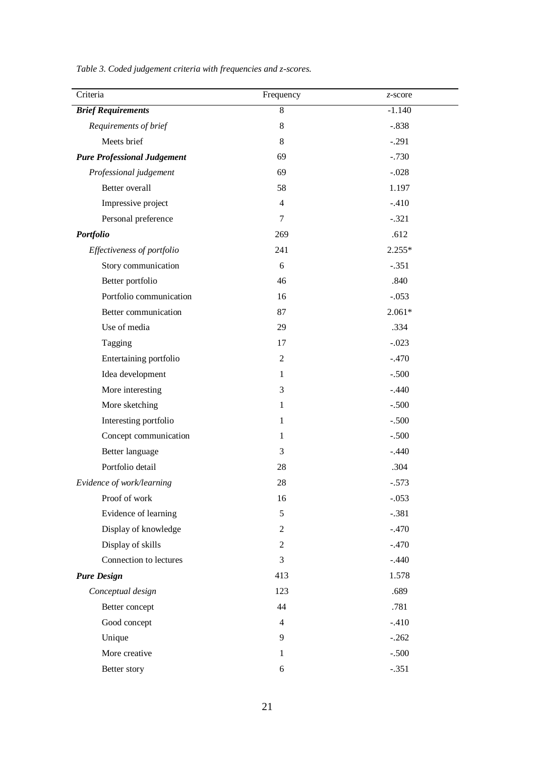*Table 3. Coded judgement criteria with frequencies and z-scores.*

| Criteria | Frequency | *z*-score |
|---|---|---|
| ***Brief Requirements*** | 8 | -1.140 |
| *Requirements of brief* | 8 | -.838 |
| Meets brief | 8 | -.291 |
| ***Pure Professional Judgement*** | 69 | -.730 |
| *Professional judgement* | 69 | -.028 |
| Better overall | 58 | 1.197 |
| Impressive project | 4 | -.410 |
| Personal preference | 7 | -.321 |
| ***Portfolio*** | 269 | .612 |
| *Effectiveness of portfolio* | 241 | 2.255* |
| Story communication | 6 | -.351 |
| Better portfolio | 46 | .840 |
| Portfolio communication | 16 | -.053 |
| Better communication | 87 | 2.061* |
| Use of media | 29 | .334 |
| Tagging | 17 | -.023 |
| Entertaining portfolio | 2 | -.470 |
| Idea development | 1 | -.500 |
| More interesting | 3 | -.440 |
| More sketching | 1 | -.500 |
| Interesting portfolio | 1 | -.500 |
| Concept communication | 1 | -.500 |
| Better language | 3 | -.440 |
| Portfolio detail | 28 | .304 |
| *Evidence of work/learning* | 28 | -.573 |
| Proof of work | 16 | -.053 |
| Evidence of learning | 5 | -.381 |
| Display of knowledge | 2 | -.470 |
| Display of skills | 2 | -.470 |
| Connection to lectures | 3 | -.440 |
| ***Pure Design*** | 413 | 1.578 |
| *Conceptual design* | 123 | .689 |
| Better concept | 44 | .781 |
| Good concept | 4 | -.410 |
| Unique | 9 | -.262 |
| More creative | 1 | -.500 |
| Better story | 6 | -.351 |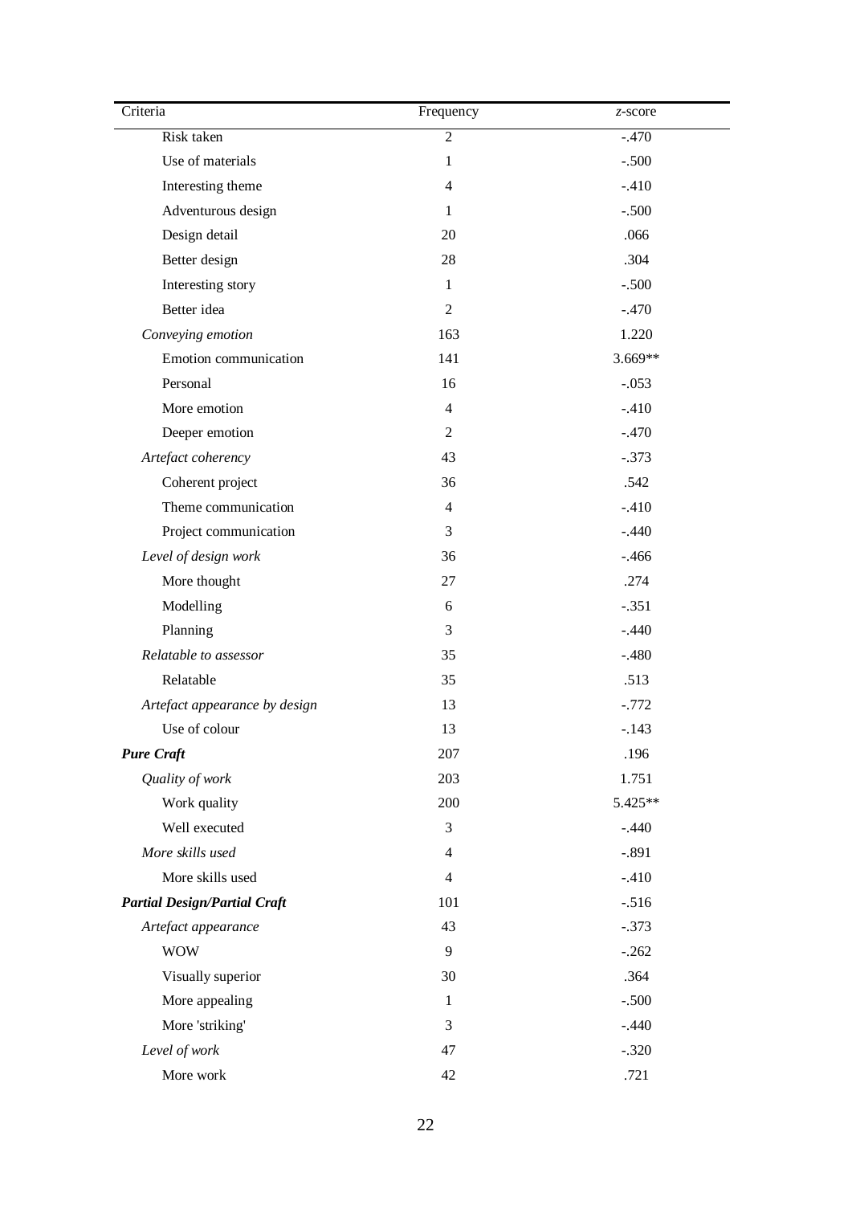| Criteria | Frequency | *z*-score |
|---|---|---|
| Risk taken | 2 | -.470 |
| Use of materials | 1 | -.500 |
| Interesting theme | 4 | -.410 |
| Adventurous design | 1 | -.500 |
| Design detail | 20 | .066 |
| Better design | 28 | .304 |
| Interesting story | 1 | -.500 |
| Better idea | 2 | -.470 |
| *Conveying emotion* | 163 | 1.220 |
| Emotion communication | 141 | 3.669** |
| Personal | 16 | -.053 |
| More emotion | 4 | -.410 |
| Deeper emotion | 2 | -.470 |
| *Artefact coherency* | 43 | -.373 |
| Coherent project | 36 | .542 |
| Theme communication | 4 | -.410 |
| Project communication | 3 | -.440 |
| *Level of design work* | 36 | -.466 |
| More thought | 27 | .274 |
| Modelling | 6 | -.351 |
| Planning | 3 | -.440 |
| *Relatable to assessor* | 35 | -.480 |
| Relatable | 35 | .513 |
| *Artefact appearance by design* | 13 | -.772 |
| Use of colour | 13 | -.143 |
| ***Pure Craft*** | 207 | .196 |
| *Quality of work* | 203 | 1.751 |
| Work quality | 200 | 5.425** |
| Well executed | 3 | -.440 |
| *More skills used* | 4 | -.891 |
| More skills used | 4 | -.410 |
| ***Partial Design/Partial Craft*** | 101 | -.516 |
| *Artefact appearance* | 43 | -.373 |
| WOW | 9 | -.262 |
| Visually superior | 30 | .364 |
| More appealing | 1 | -.500 |
| More 'striking' | 3 | -.440 |
| *Level of work* | 47 | -.320 |
| More work | 42 | .721 |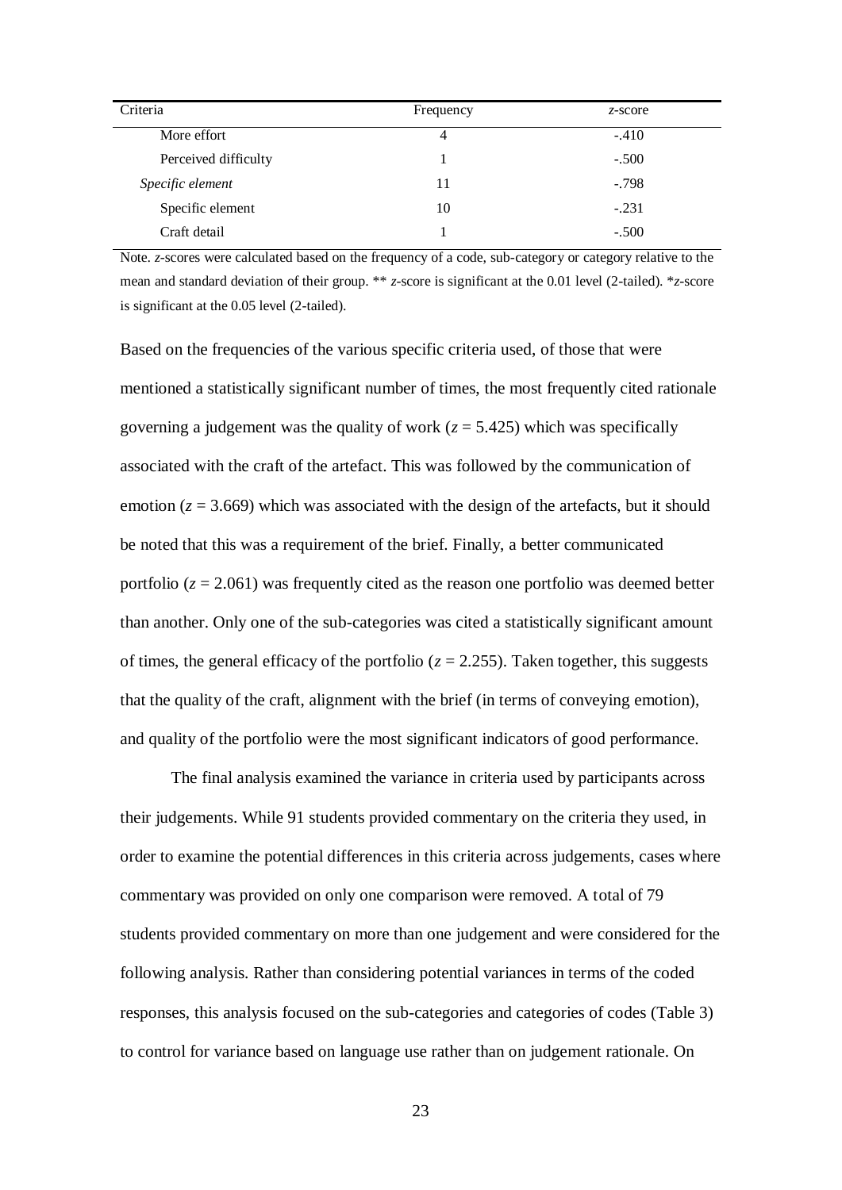| Criteria | Frequency | *z*-score |
|---|---|---|
| More effort | 4 | -.410 |
| Perceived difficulty | 1 | -.500 |
| *Specific element* | 11 | -.798 |
| Specific element | 10 | -.231 |
| Craft detail | 1 | -.500 |

Note. *z*-scores were calculated based on the frequency of a code, sub-category or category relative to the mean and standard deviation of their group. ** *z*-score is significant at the 0.01 level (2-tailed). **z*-score is significant at the 0.05 level (2-tailed).

Based on the frequencies of the various specific criteria used, of those that were mentioned a statistically significant number of times, the most frequently cited rationale governing a judgement was the quality of work ($z = 5.425$) which was specifically associated with the craft of the artefact. This was followed by the communication of emotion ($z = 3.669$) which was associated with the design of the artefacts, but it should be noted that this was a requirement of the brief. Finally, a better communicated portfolio ($z = 2.061$) was frequently cited as the reason one portfolio was deemed better than another. Only one of the sub-categories was cited a statistically significant amount of times, the general efficacy of the portfolio ($z = 2.255$). Taken together, this suggests that the quality of the craft, alignment with the brief (in terms of conveying emotion), and quality of the portfolio were the most significant indicators of good performance.

The final analysis examined the variance in criteria used by participants across their judgements. While 91 students provided commentary on the criteria they used, in order to examine the potential differences in this criteria across judgements, cases where commentary was provided on only one comparison were removed. A total of 79 students provided commentary on more than one judgement and were considered for the following analysis. Rather than considering potential variances in terms of the coded responses, this analysis focused on the sub-categories and categories of codes (Table 3) to control for variance based on language use rather than on judgement rationale. On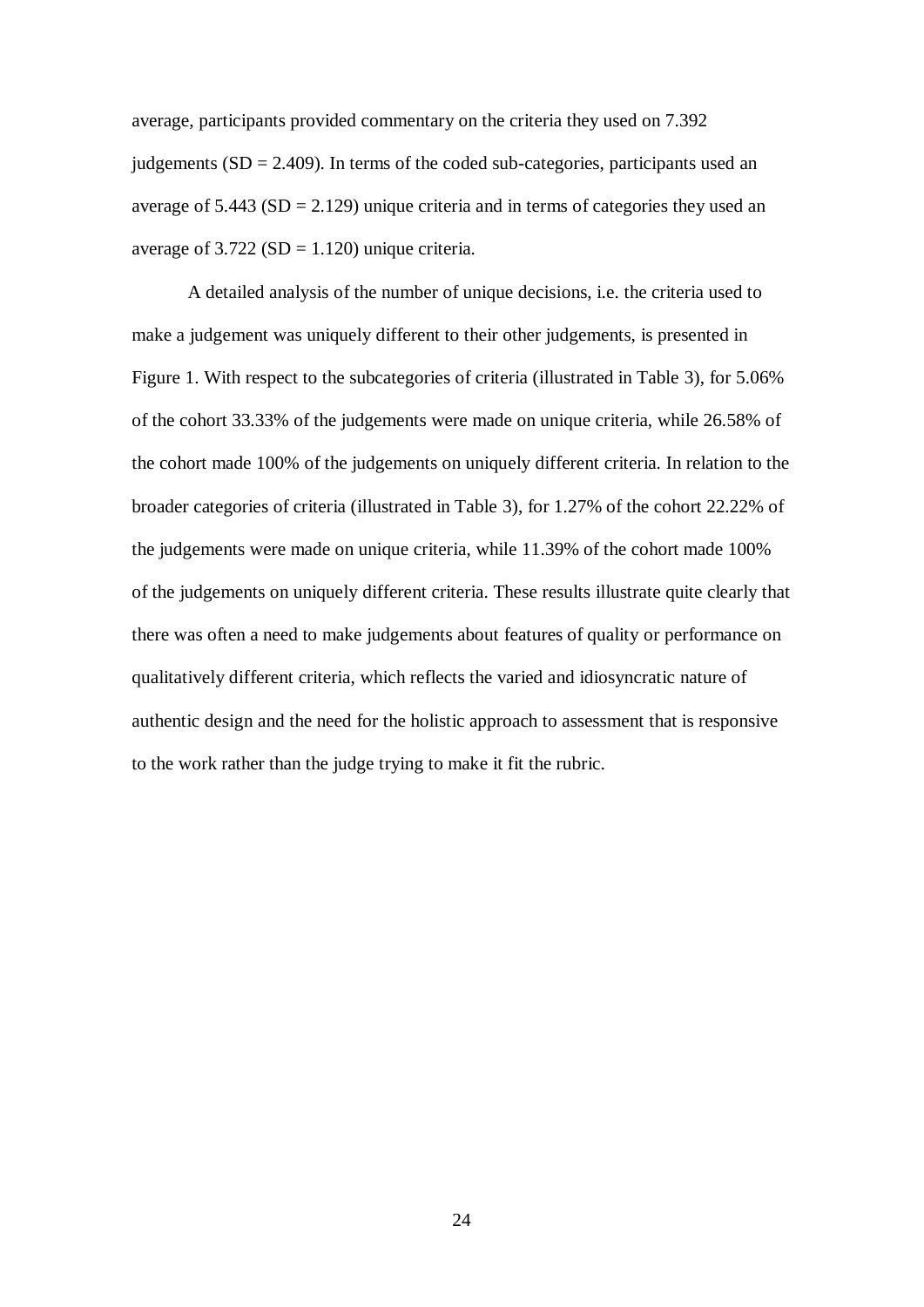average, participants provided commentary on the criteria they used on 7.392 judgements (SD = 2.409). In terms of the coded sub-categories, participants used an average of 5.443 (SD = 2.129) unique criteria and in terms of categories they used an average of 3.722 (SD = 1.120) unique criteria.

A detailed analysis of the number of unique decisions, i.e. the criteria used to make a judgement was uniquely different to their other judgements, is presented in Figure 1. With respect to the subcategories of criteria (illustrated in Table 3), for 5.06% of the cohort 33.33% of the judgements were made on unique criteria, while 26.58% of the cohort made 100% of the judgements on uniquely different criteria. In relation to the broader categories of criteria (illustrated in Table 3), for 1.27% of the cohort 22.22% of the judgements were made on unique criteria, while 11.39% of the cohort made 100% of the judgements on uniquely different criteria. These results illustrate quite clearly that there was often a need to make judgements about features of quality or performance on qualitatively different criteria, which reflects the varied and idiosyncratic nature of authentic design and the need for the holistic approach to assessment that is responsive to the work rather than the judge trying to make it fit the rubric.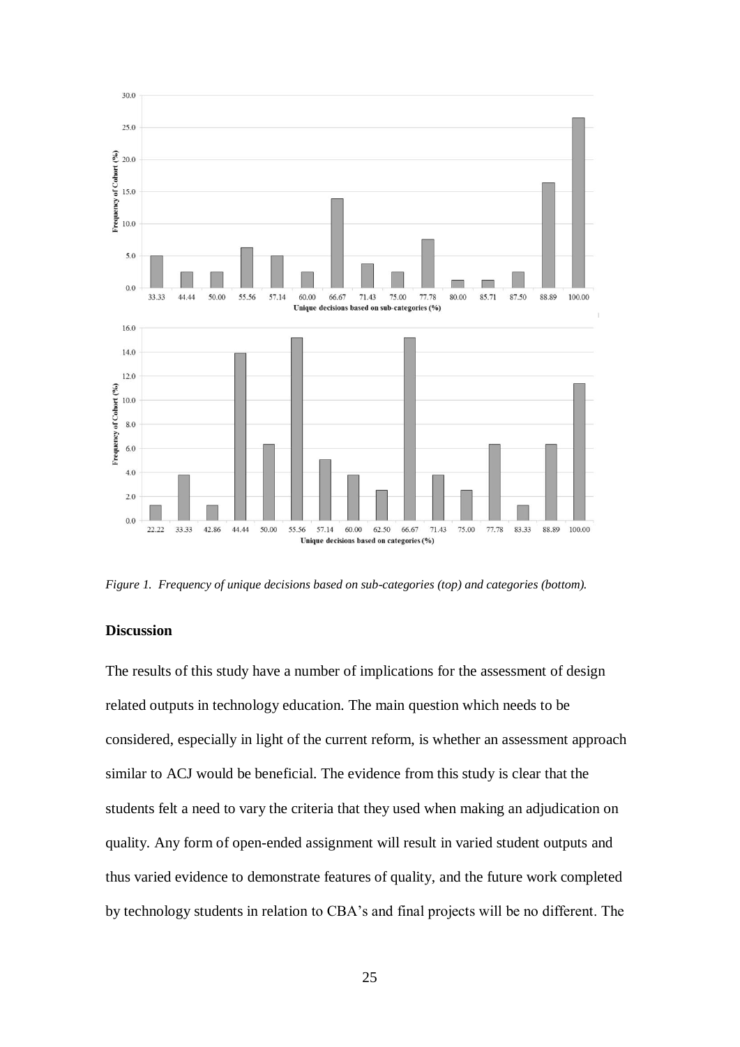*Figure 1. Frequency of unique decisions based on sub-categories (top) and categories (bottom).*

## Discussion

The results of this study have a number of implications for the assessment of design related outputs in technology education. The main question which needs to be considered, especially in light of the current reform, is whether an assessment approach similar to ACJ would be beneficial. The evidence from this study is clear that the students felt a need to vary the criteria that they used when making an adjudication on quality. Any form of open-ended assignment will result in varied student outputs and thus varied evidence to demonstrate features of quality, and the future work completed by technology students in relation to CBA's and final projects will be no different. The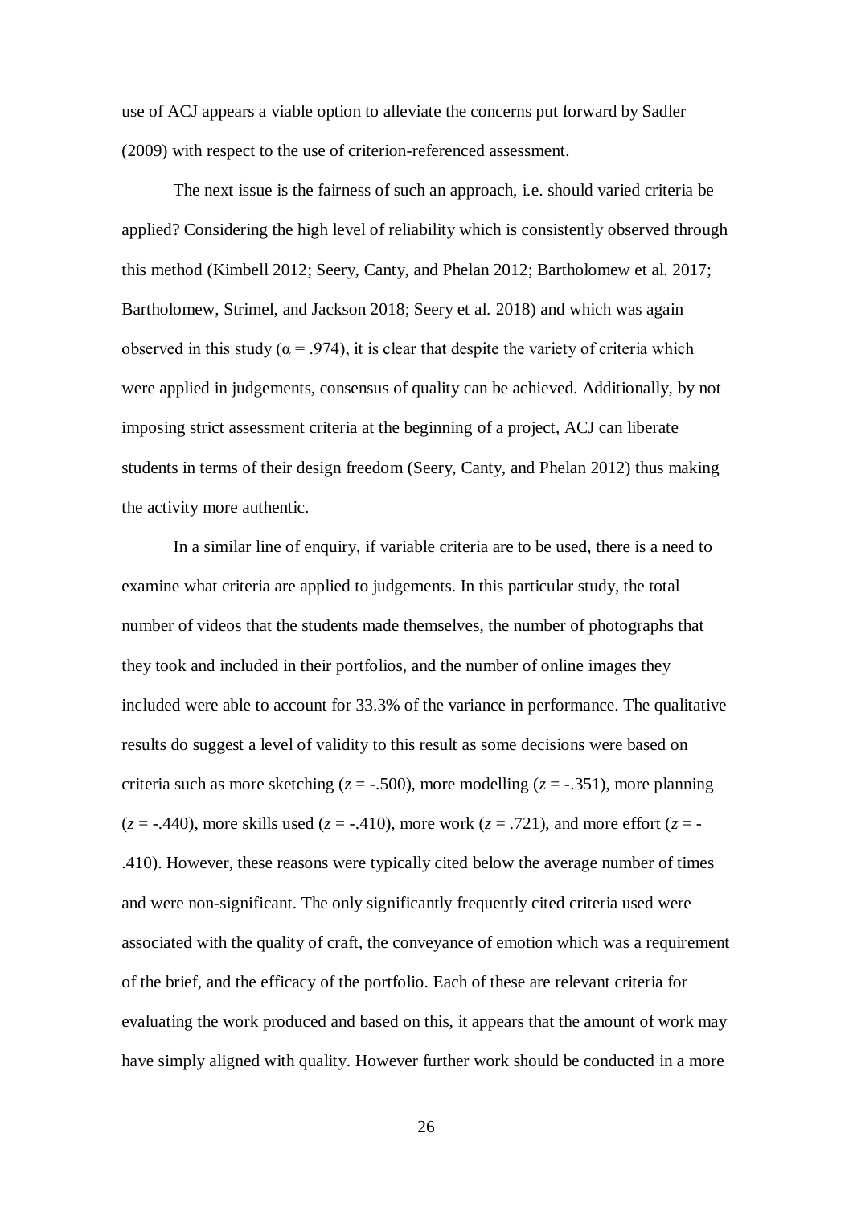use of ACJ appears a viable option to alleviate the concerns put forward by Sadler (2009) with respect to the use of criterion-referenced assessment.

The next issue is the fairness of such an approach, i.e. should varied criteria be applied? Considering the high level of reliability which is consistently observed through this method (Kimbell 2012; Seery, Canty, and Phelan 2012; Bartholomew et al. 2017; Bartholomew, Strimel, and Jackson 2018; Seery et al. 2018) and which was again observed in this study ($\alpha = .974$), it is clear that despite the variety of criteria which were applied in judgements, consensus of quality can be achieved. Additionally, by not imposing strict assessment criteria at the beginning of a project, ACJ can liberate students in terms of their design freedom (Seery, Canty, and Phelan 2012) thus making the activity more authentic.

In a similar line of enquiry, if variable criteria are to be used, there is a need to examine what criteria are applied to judgements. In this particular study, the total number of videos that the students made themselves, the number of photographs that they took and included in their portfolios, and the number of online images they included were able to account for 33.3% of the variance in performance. The qualitative results do suggest a level of validity to this result as some decisions were based on criteria such as more sketching ($z = -.500$), more modelling ($z = -.351$), more planning ($z = -.440$), more skills used ($z = -.410$), more work ($z = .721$), and more effort ($z = -.410$). However, these reasons were typically cited below the average number of times and were non-significant. The only significantly frequently cited criteria used were associated with the quality of craft, the conveyance of emotion which was a requirement of the brief, and the efficacy of the portfolio. Each of these are relevant criteria for evaluating the work produced and based on this, it appears that the amount of work may have simply aligned with quality. However further work should be conducted in a more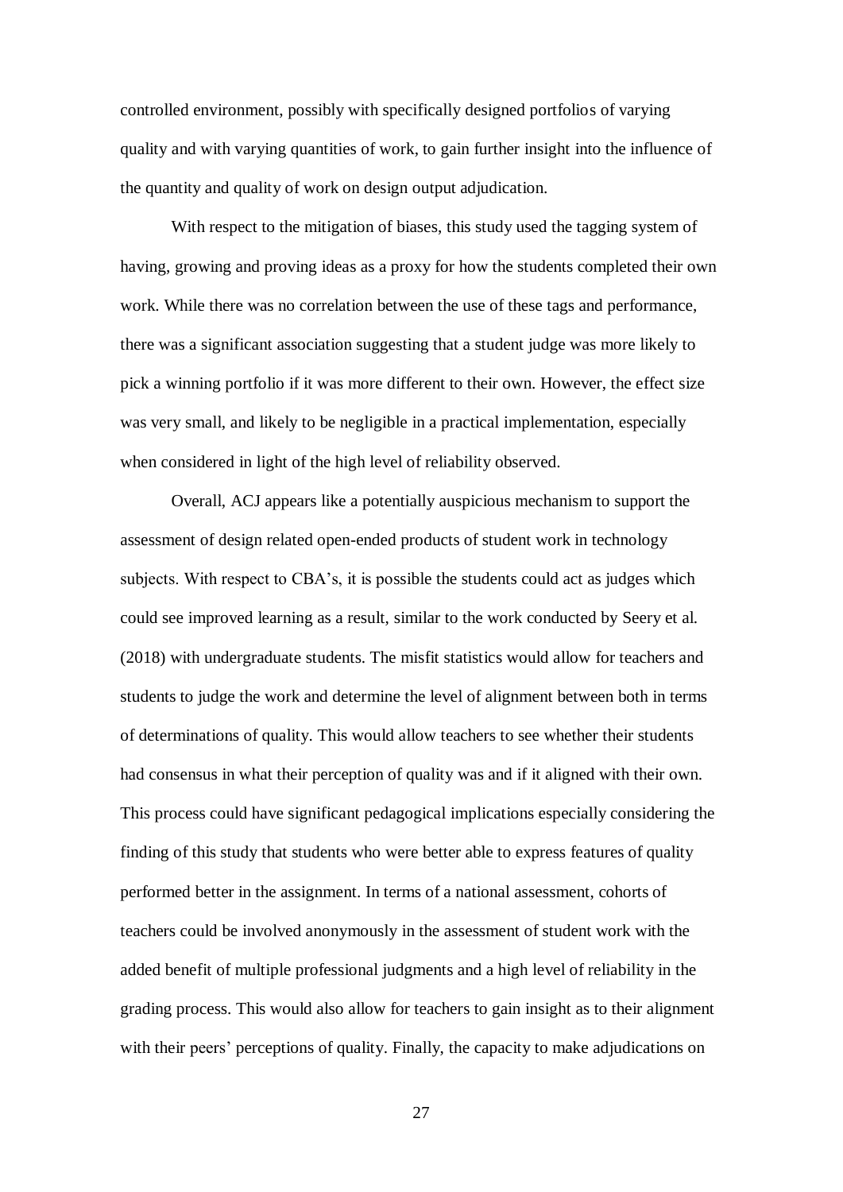controlled environment, possibly with specifically designed portfolios of varying quality and with varying quantities of work, to gain further insight into the influence of the quantity and quality of work on design output adjudication.

With respect to the mitigation of biases, this study used the tagging system of having, growing and proving ideas as a proxy for how the students completed their own work. While there was no correlation between the use of these tags and performance, there was a significant association suggesting that a student judge was more likely to pick a winning portfolio if it was more different to their own. However, the effect size was very small, and likely to be negligible in a practical implementation, especially when considered in light of the high level of reliability observed.

Overall, ACJ appears like a potentially auspicious mechanism to support the assessment of design related open-ended products of student work in technology subjects. With respect to CBA's, it is possible the students could act as judges which could see improved learning as a result, similar to the work conducted by Seery et al. (2018) with undergraduate students. The misfit statistics would allow for teachers and students to judge the work and determine the level of alignment between both in terms of determinations of quality. This would allow teachers to see whether their students had consensus in what their perception of quality was and if it aligned with their own. This process could have significant pedagogical implications especially considering the finding of this study that students who were better able to express features of quality performed better in the assignment. In terms of a national assessment, cohorts of teachers could be involved anonymously in the assessment of student work with the added benefit of multiple professional judgments and a high level of reliability in the grading process. This would also allow for teachers to gain insight as to their alignment with their peers' perceptions of quality. Finally, the capacity to make adjudications on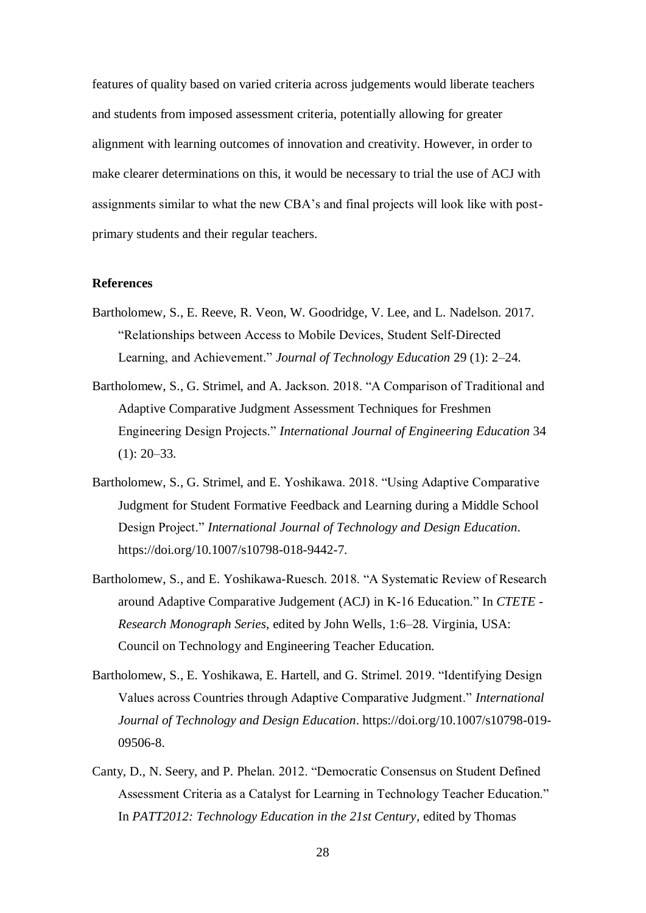features of quality based on varied criteria across judgements would liberate teachers and students from imposed assessment criteria, potentially allowing for greater alignment with learning outcomes of innovation and creativity. However, in order to make clearer determinations on this, it would be necessary to trial the use of ACJ with assignments similar to what the new CBA's and final projects will look like with post-primary students and their regular teachers.

## References

Bartholomew, S., E. Reeve, R. Veon, W. Goodridge, V. Lee, and L. Nadelson. 2017. "Relationships between Access to Mobile Devices, Student Self-Directed Learning, and Achievement." *Journal of Technology Education* 29 (1): 2–24.

Bartholomew, S., G. Strimel, and A. Jackson. 2018. "A Comparison of Traditional and Adaptive Comparative Judgment Assessment Techniques for Freshmen Engineering Design Projects." *International Journal of Engineering Education* 34 (1): 20–33.

Bartholomew, S., G. Strimel, and E. Yoshikawa. 2018. "Using Adaptive Comparative Judgment for Student Formative Feedback and Learning during a Middle School Design Project." *International Journal of Technology and Design Education*. https://doi.org/10.1007/s10798-018-9442-7.

Bartholomew, S., and E. Yoshikawa-Ruesch. 2018. "A Systematic Review of Research around Adaptive Comparative Judgement (ACJ) in K-16 Education." In *CTETE - Research Monograph Series*, edited by John Wells, 1:6–28. Virginia, USA: Council on Technology and Engineering Teacher Education.

Bartholomew, S., E. Yoshikawa, E. Hartell, and G. Strimel. 2019. "Identifying Design Values across Countries through Adaptive Comparative Judgment." *International Journal of Technology and Design Education*. https://doi.org/10.1007/s10798-019-09506-8.

Canty, D., N. Seery, and P. Phelan. 2012. "Democratic Consensus on Student Defined Assessment Criteria as a Catalyst for Learning in Technology Teacher Education." In *PATT2012: Technology Education in the 21st Century*, edited by Thomas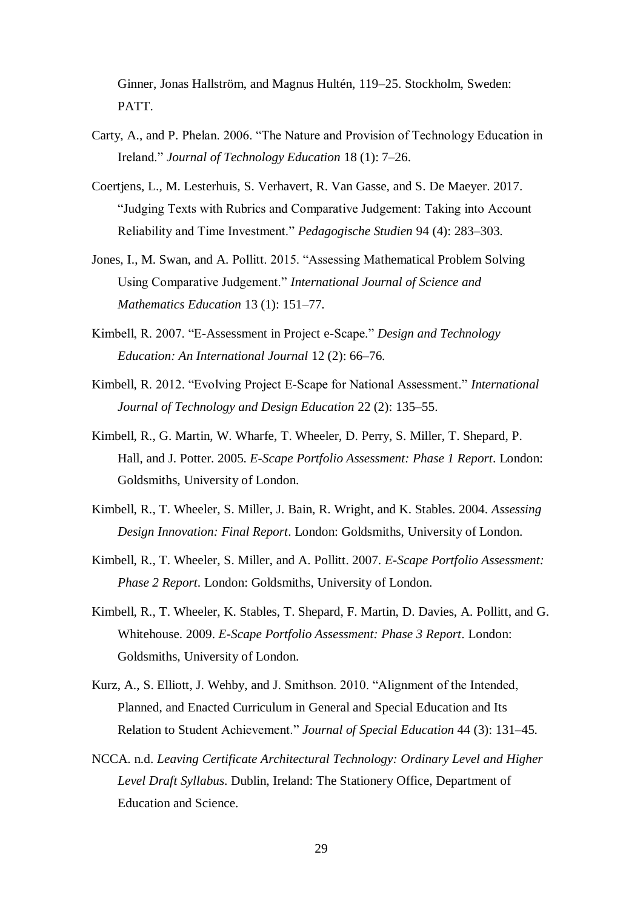Ginner, Jonas Hallström, and Magnus Hultén, 119–25. Stockholm, Sweden: PATT.

Carty, A., and P. Phelan. 2006. "The Nature and Provision of Technology Education in Ireland." *Journal of Technology Education* 18 (1): 7–26.

Coertjens, L., M. Lesterhuis, S. Verhavert, R. Van Gasse, and S. De Maeyer. 2017. "Judging Texts with Rubrics and Comparative Judgement: Taking into Account Reliability and Time Investment." *Pedagogische Studien* 94 (4): 283–303.

Jones, I., M. Swan, and A. Pollitt. 2015. "Assessing Mathematical Problem Solving Using Comparative Judgement." *International Journal of Science and Mathematics Education* 13 (1): 151–77.

Kimbell, R. 2007. "E-Assessment in Project e-Scape." *Design and Technology Education: An International Journal* 12 (2): 66–76.

Kimbell, R. 2012. "Evolving Project E-Scape for National Assessment." *International Journal of Technology and Design Education* 22 (2): 135–55.

Kimbell, R., G. Martin, W. Wharfe, T. Wheeler, D. Perry, S. Miller, T. Shepard, P. Hall, and J. Potter. 2005. *E-Scape Portfolio Assessment: Phase 1 Report*. London: Goldsmiths, University of London.

Kimbell, R., T. Wheeler, S. Miller, J. Bain, R. Wright, and K. Stables. 2004. *Assessing Design Innovation: Final Report*. London: Goldsmiths, University of London.

Kimbell, R., T. Wheeler, S. Miller, and A. Pollitt. 2007. *E-Scape Portfolio Assessment: Phase 2 Report*. London: Goldsmiths, University of London.

Kimbell, R., T. Wheeler, K. Stables, T. Shepard, F. Martin, D. Davies, A. Pollitt, and G. Whitehouse. 2009. *E-Scape Portfolio Assessment: Phase 3 Report*. London: Goldsmiths, University of London.

Kurz, A., S. Elliott, J. Wehby, and J. Smithson. 2010. "Alignment of the Intended, Planned, and Enacted Curriculum in General and Special Education and Its Relation to Student Achievement." *Journal of Special Education* 44 (3): 131–45.

NCCA. n.d. *Leaving Certificate Architectural Technology: Ordinary Level and Higher Level Draft Syllabus*. Dublin, Ireland: The Stationery Office, Department of Education and Science.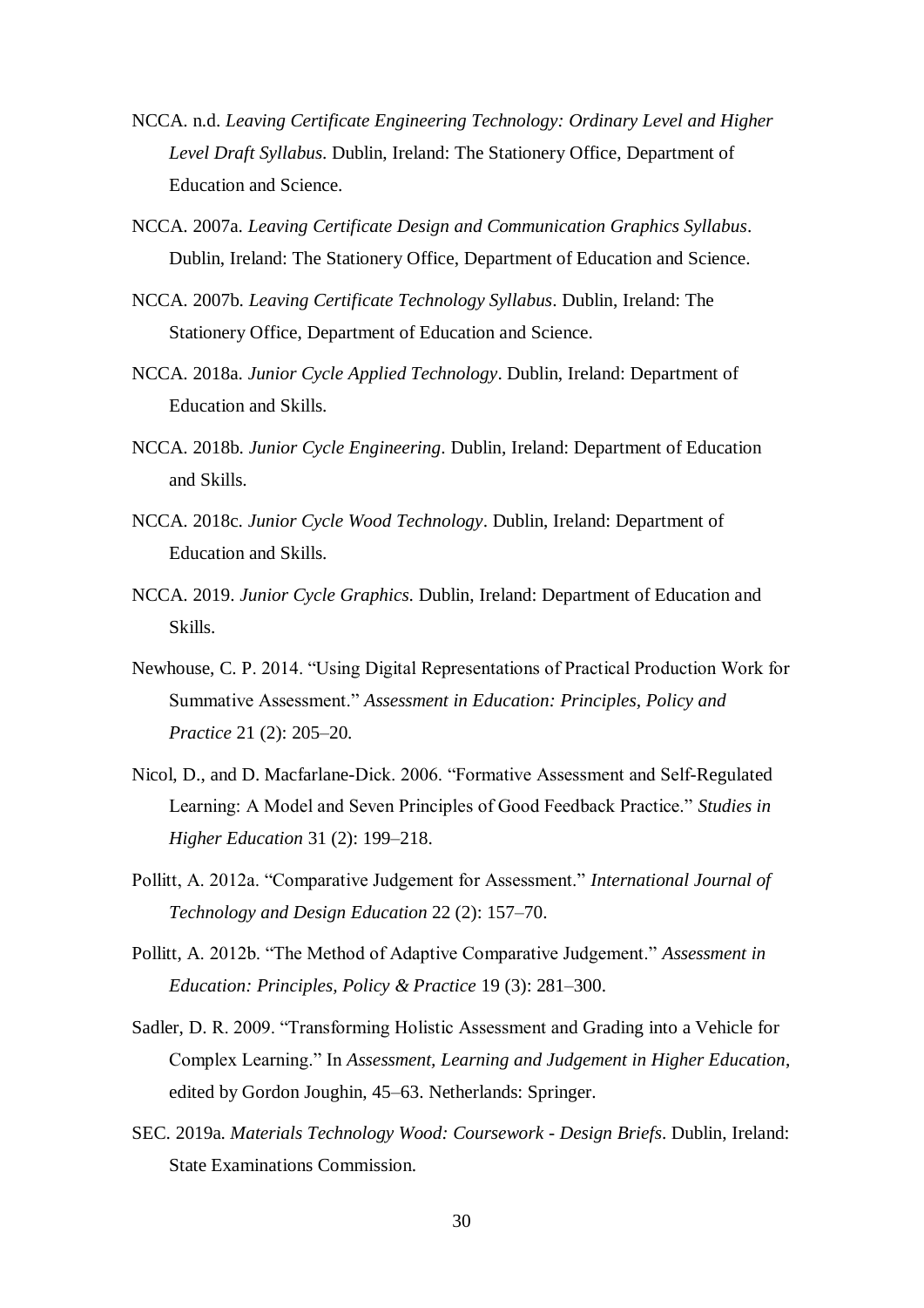NCCA. n.d. *Leaving Certificate Engineering Technology: Ordinary Level and Higher Level Draft Syllabus*. Dublin, Ireland: The Stationery Office, Department of Education and Science.

NCCA. 2007a. *Leaving Certificate Design and Communication Graphics Syllabus*. Dublin, Ireland: The Stationery Office, Department of Education and Science.

NCCA. 2007b. *Leaving Certificate Technology Syllabus*. Dublin, Ireland: The Stationery Office, Department of Education and Science.

NCCA. 2018a. *Junior Cycle Applied Technology*. Dublin, Ireland: Department of Education and Skills.

NCCA. 2018b. *Junior Cycle Engineering*. Dublin, Ireland: Department of Education and Skills.

NCCA. 2018c. *Junior Cycle Wood Technology*. Dublin, Ireland: Department of Education and Skills.

NCCA. 2019. *Junior Cycle Graphics*. Dublin, Ireland: Department of Education and Skills.

Newhouse, C. P. 2014. "Using Digital Representations of Practical Production Work for Summative Assessment." *Assessment in Education: Principles, Policy and Practice* 21 (2): 205–20.

Nicol, D., and D. Macfarlane-Dick. 2006. "Formative Assessment and Self-Regulated Learning: A Model and Seven Principles of Good Feedback Practice." *Studies in Higher Education* 31 (2): 199–218.

Pollitt, A. 2012a. "Comparative Judgement for Assessment." *International Journal of Technology and Design Education* 22 (2): 157–70.

Pollitt, A. 2012b. "The Method of Adaptive Comparative Judgement." *Assessment in Education: Principles, Policy & Practice* 19 (3): 281–300.

Sadler, D. R. 2009. "Transforming Holistic Assessment and Grading into a Vehicle for Complex Learning." In *Assessment, Learning and Judgement in Higher Education*, edited by Gordon Joughin, 45–63. Netherlands: Springer.

SEC. 2019a. *Materials Technology Wood: Coursework - Design Briefs*. Dublin, Ireland: State Examinations Commission.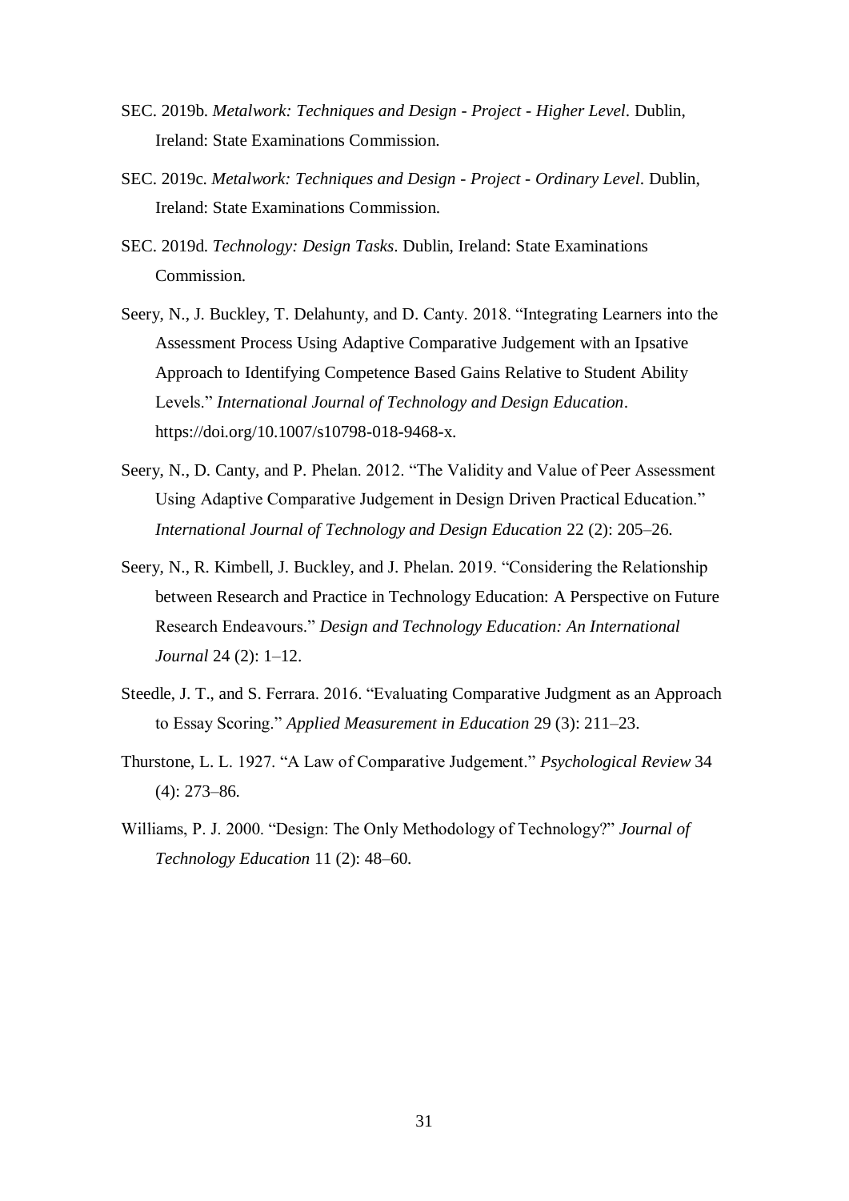SEC. 2019b. *Metalwork: Techniques and Design - Project - Higher Level*. Dublin, Ireland: State Examinations Commission.

SEC. 2019c. *Metalwork: Techniques and Design - Project - Ordinary Level*. Dublin, Ireland: State Examinations Commission.

SEC. 2019d. *Technology: Design Tasks*. Dublin, Ireland: State Examinations Commission.

Seery, N., J. Buckley, T. Delahunty, and D. Canty. 2018. "Integrating Learners into the Assessment Process Using Adaptive Comparative Judgement with an Ipsative Approach to Identifying Competence Based Gains Relative to Student Ability Levels." *International Journal of Technology and Design Education*. https://doi.org/10.1007/s10798-018-9468-x.

Seery, N., D. Canty, and P. Phelan. 2012. "The Validity and Value of Peer Assessment Using Adaptive Comparative Judgement in Design Driven Practical Education." *International Journal of Technology and Design Education* 22 (2): 205–26.

Seery, N., R. Kimbell, J. Buckley, and J. Phelan. 2019. "Considering the Relationship between Research and Practice in Technology Education: A Perspective on Future Research Endeavours." *Design and Technology Education: An International Journal* 24 (2): 1–12.

Steedle, J. T., and S. Ferrara. 2016. "Evaluating Comparative Judgment as an Approach to Essay Scoring." *Applied Measurement in Education* 29 (3): 211–23.

Thurstone, L. L. 1927. "A Law of Comparative Judgement." *Psychological Review* 34 (4): 273–86.

Williams, P. J. 2000. "Design: The Only Methodology of Technology?" *Journal of Technology Education* 11 (2): 48–60.